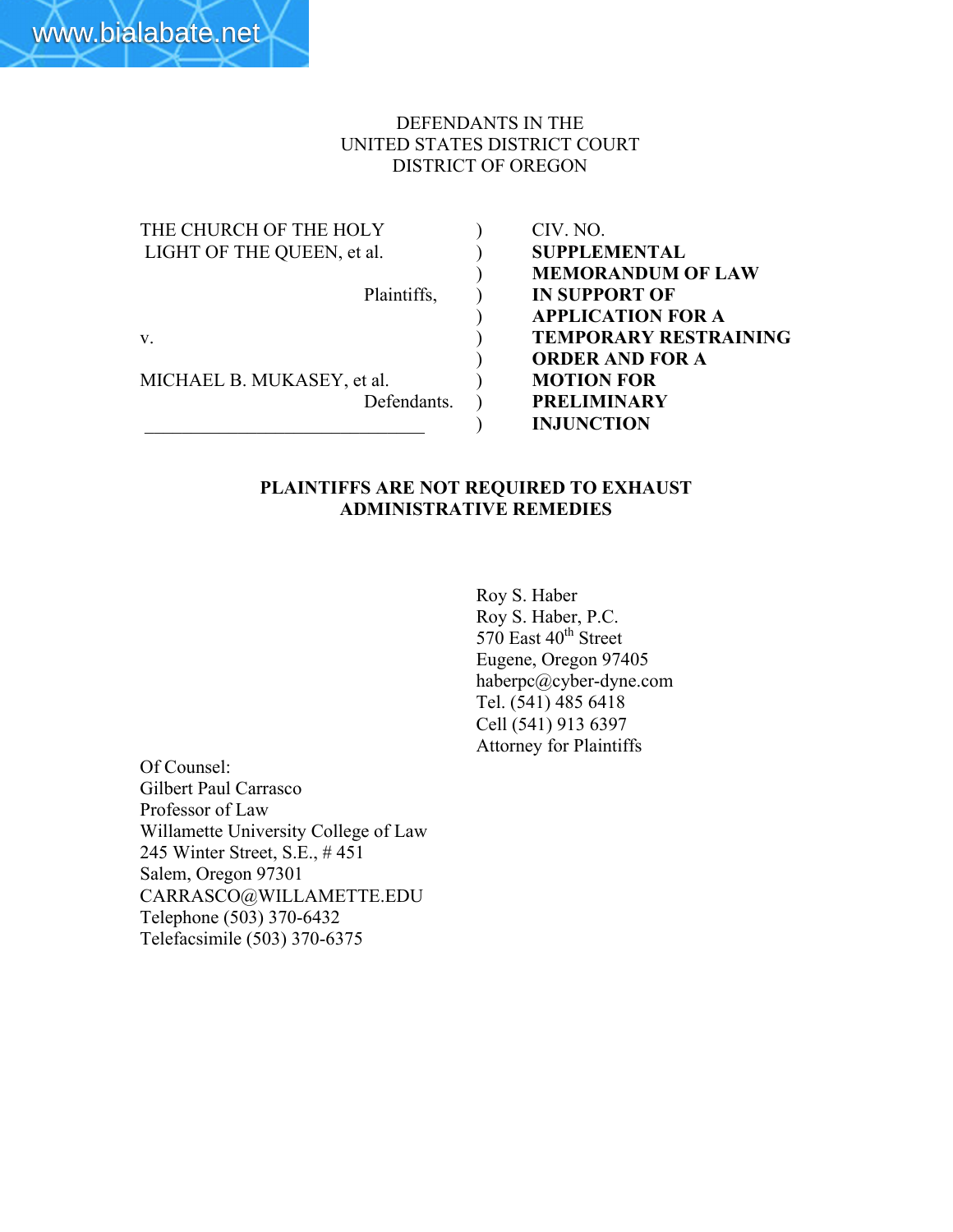DEFENDANTS IN THE
UNITED STATES DISTRICT COURT
DISTRICT OF OREGON

| | | |
|---|---|---|
| THE CHURCH OF THE HOLY LIGHT OF THE QUEEN, et al. | ) | CIV. NO. |
| | ) | **SUPPLEMENTAL MEMORANDUM OF LAW IN SUPPORT OF APPLICATION FOR A TEMPORARY RESTRAINING ORDER AND FOR A MOTION FOR PRELIMINARY INJUNCTION** |
| Plaintiffs, | ) | |
| v. | ) | |
| MICHAEL B. MUKASEY, et al. | ) | |
| Defendants. | ) | |

**PLAINTIFFS ARE NOT REQUIRED TO EXHAUST ADMINISTRATIVE REMEDIES**

Roy S. Haber
Roy S. Haber, P.C.
570 East 40th Street
Eugene, Oregon 97405
haberpc@cyber-dyne.com
Tel. (541) 485 6418
Cell (541) 913 6397
Attorney for Plaintiffs

Of Counsel:
Gilbert Paul Carrasco
Professor of Law
Willamette University College of Law
245 Winter Street, S.E., # 451
Salem, Oregon 97301
CARRASCO@WILLAMETTE.EDU
Telephone (503) 370-6432
Telefacsimile (503) 370-6375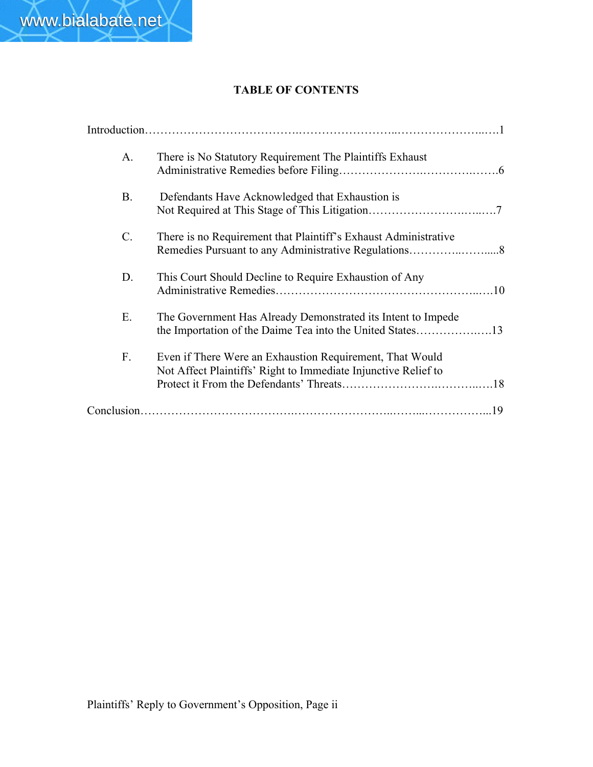## TABLE OF CONTENTS

Introduction……………………………………………………………………………………1

A. There is No Statutory Requirement The Plaintiffs Exhaust Administrative Remedies before Filing……………………………………6

B. Defendants Have Acknowledged that Exhaustion is Not Required at This Stage of This Litigation……………………………7

C. There is no Requirement that Plaintiff's Exhaust Administrative Remedies Pursuant to any Administrative Regulations…………………8

D. This Court Should Decline to Require Exhaustion of Any Administrative Remedies……………………………………………10

E. The Government Has Already Demonstrated its Intent to Impede the Importation of the Daime Tea into the United States………………13

F. Even if There Were an Exhaustion Requirement, That Would Not Affect Plaintiffs' Right to Immediate Injunctive Relief to Protect it From the Defendants' Threats……………………………18

Conclusion……………………………………………………………………………………19

Plaintiffs' Reply to Government's Opposition, Page ii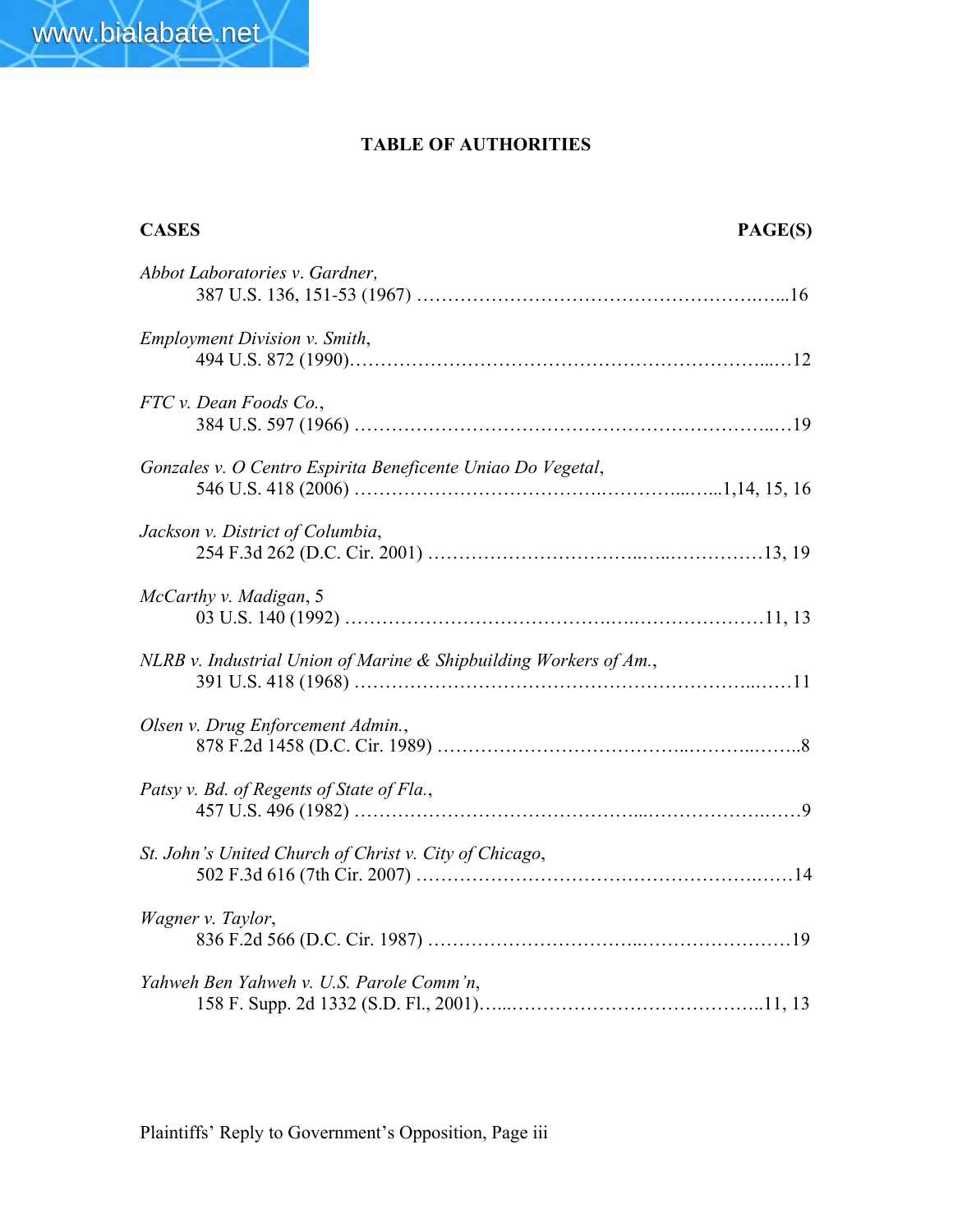## TABLE OF AUTHORITIES

**CASES** **PAGE(S)**

*Abbot Laboratories v. Gardner,*
387 U.S. 136, 151-53 (1967) ……………………………………………………...16

*Employment Division v. Smith*,
494 U.S. 872 (1990)…………………………………………………………....…12

*FTC v. Dean Foods Co.*,
384 U.S. 597 (1966) ……………………………………………………………...…19

*Gonzales v. O Centro Espirita Beneficente Uniao Do Vegetal*,
546 U.S. 418 (2006) ……………………………….…………....…...1,14, 15, 16

*Jackson v. District of Columbia*,
254 F.3d 262 (D.C. Cir. 2001) …………………………..…...……………13, 19

*McCarthy v. Madigan*, 5
03 U.S. 140 (1992) ……………………………….….…..…………………11, 13

*NLRB v. Industrial Union of Marine & Shipbuilding Workers of Am.*,
391 U.S. 418 (1968) ……………………………………………………...……11

*Olsen v. Drug Enforcement Admin.*,
878 F.2d 1458 (D.C. Cir. 1989) ………………………………..……...……..8

*Patsy v. Bd. of Regents of State of Fla.*,
457 U.S. 496 (1982) ……………………………………....…………….……9

*St. John's United Church of Christ v. City of Chicago*,
502 F.3d 616 (7th Cir. 2007) ……………………………………………..……14

*Wagner v. Taylor*,
836 F.2d 566 (D.C. Cir. 1987) …………………………..……………………19

*Yahweh Ben Yahweh v. U.S. Parole Comm'n*,
158 F. Supp. 2d 1332 (S.D. Fl., 2001)…...…………………………………..11, 13

Plaintiffs' Reply to Government's Opposition, Page iii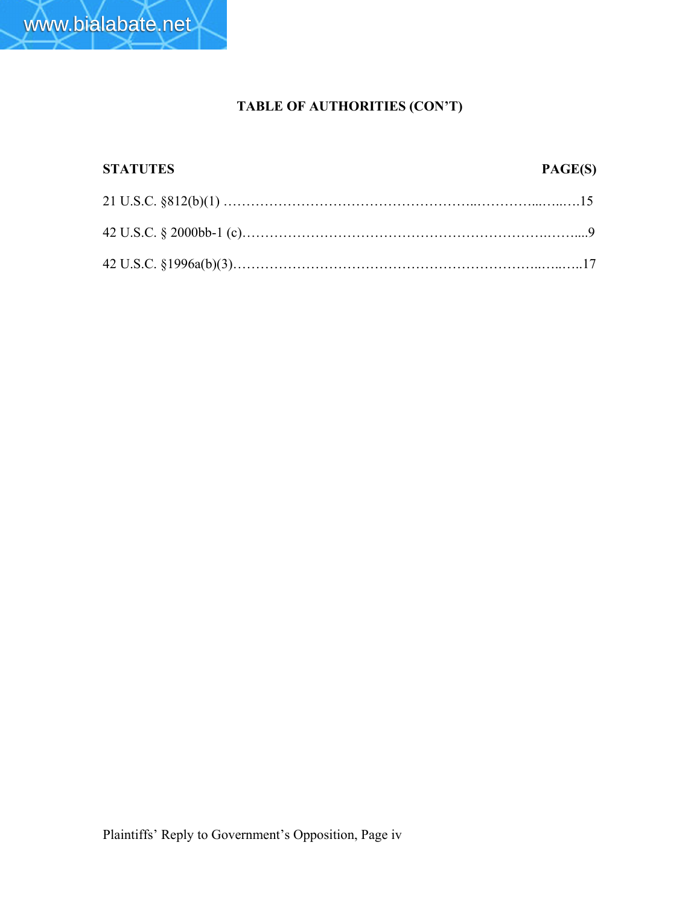## TABLE OF AUTHORITIES (CON'T)

| STATUTES | PAGE(S) |
|---|---|
| 21 U.S.C. §812(b)(1) | 15 |
| 42 U.S.C. § 2000bb-1 (c) | 9 |
| 42 U.S.C. §1996a(b)(3) | 17 |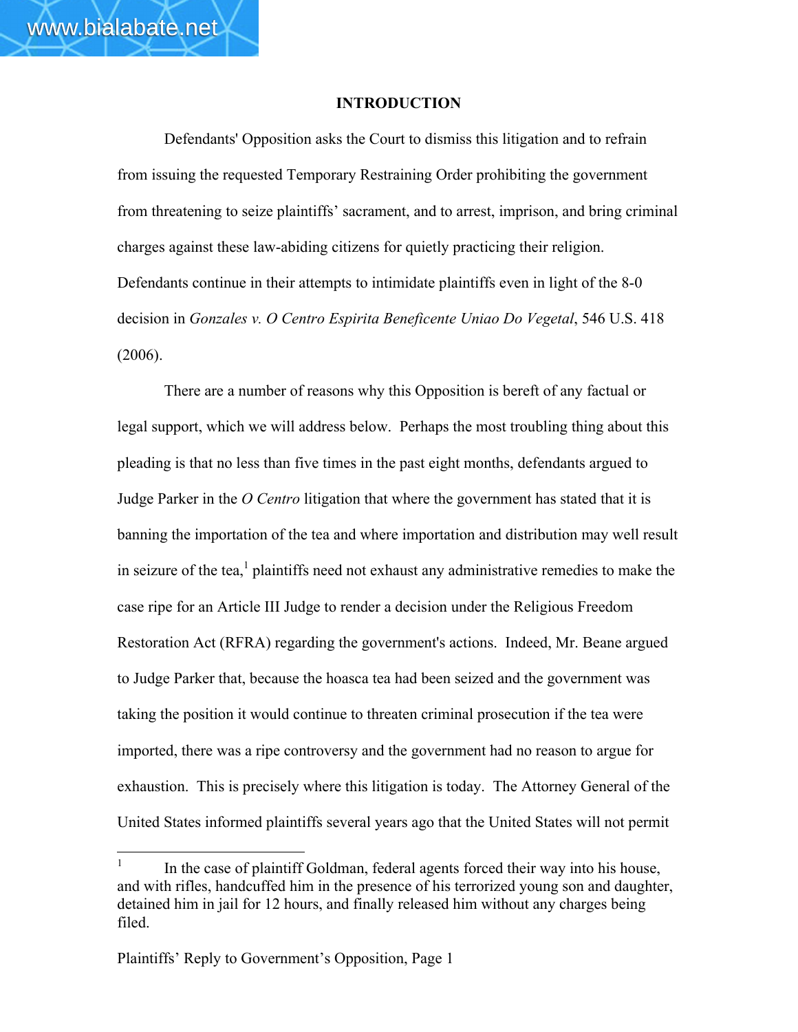## INTRODUCTION

Defendants' Opposition asks the Court to dismiss this litigation and to refrain from issuing the requested Temporary Restraining Order prohibiting the government from threatening to seize plaintiffs' sacrament, and to arrest, imprison, and bring criminal charges against these law-abiding citizens for quietly practicing their religion. Defendants continue in their attempts to intimidate plaintiffs even in light of the 8-0 decision in *Gonzales v. O Centro Espirita Beneficente Uniao Do Vegetal*, 546 U.S. 418 (2006).

There are a number of reasons why this Opposition is bereft of any factual or legal support, which we will address below. Perhaps the most troubling thing about this pleading is that no less than five times in the past eight months, defendants argued to Judge Parker in the *O Centro* litigation that where the government has stated that it is banning the importation of the tea and where importation and distribution may well result in seizure of the tea,[1] plaintiffs need not exhaust any administrative remedies to make the case ripe for an Article III Judge to render a decision under the Religious Freedom Restoration Act (RFRA) regarding the government's actions. Indeed, Mr. Beane argued to Judge Parker that, because the hoasca tea had been seized and the government was taking the position it would continue to threaten criminal prosecution if the tea were imported, there was a ripe controversy and the government had no reason to argue for exhaustion. This is precisely where this litigation is today. The Attorney General of the United States informed plaintiffs several years ago that the United States will not permit

---

[1] In the case of plaintiff Goldman, federal agents forced their way into his house, and with rifles, handcuffed him in the presence of his terrorized young son and daughter, detained him in jail for 12 hours, and finally released him without any charges being filed.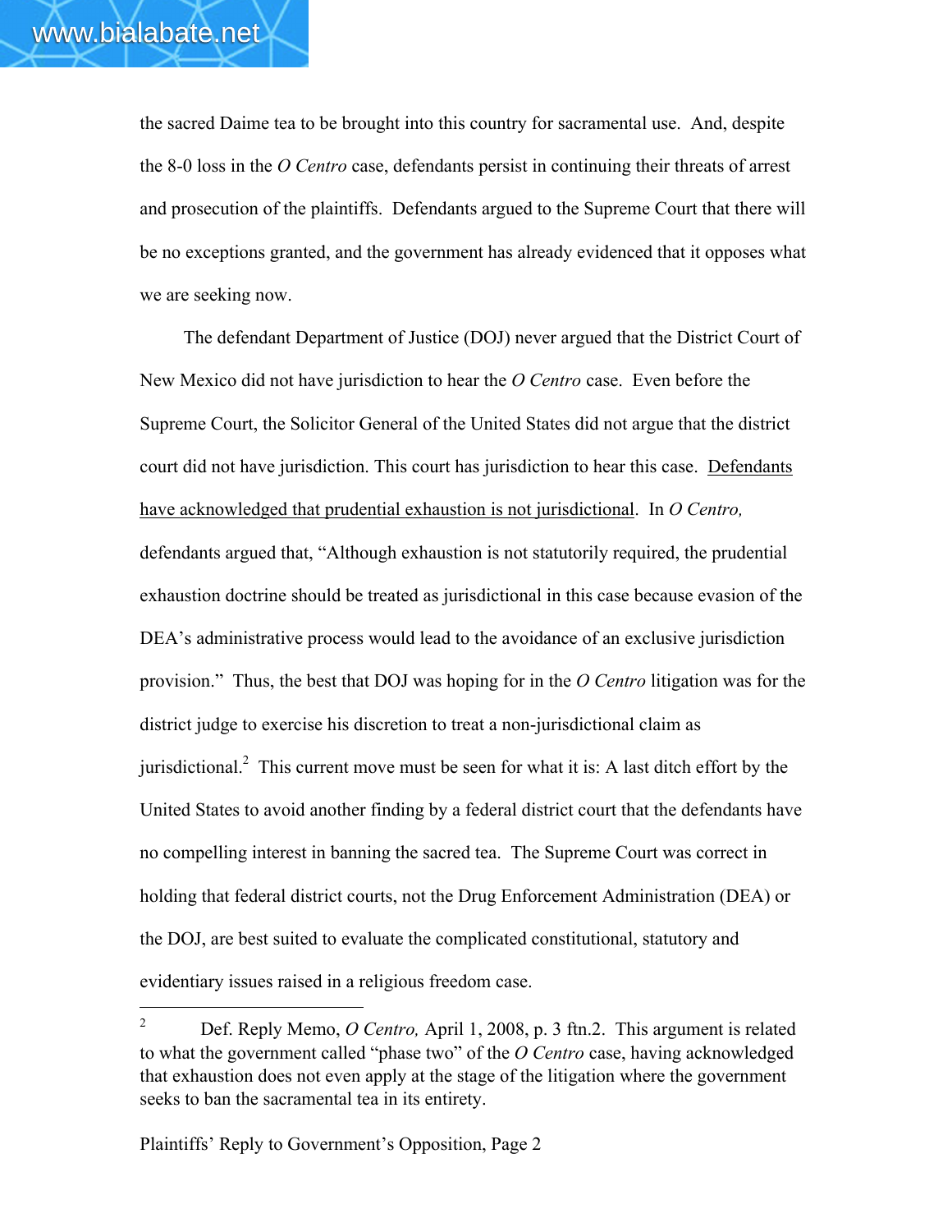the sacred Daime tea to be brought into this country for sacramental use. And, despite the 8-0 loss in the *O Centro* case, defendants persist in continuing their threats of arrest and prosecution of the plaintiffs. Defendants argued to the Supreme Court that there will be no exceptions granted, and the government has already evidenced that it opposes what we are seeking now.

The defendant Department of Justice (DOJ) never argued that the District Court of New Mexico did not have jurisdiction to hear the *O Centro* case. Even before the Supreme Court, the Solicitor General of the United States did not argue that the district court did not have jurisdiction. This court has jurisdiction to hear this case. <u>Defendants have acknowledged that prudential exhaustion is not jurisdictional</u>. In *O Centro,* defendants argued that, "Although exhaustion is not statutorily required, the prudential exhaustion doctrine should be treated as jurisdictional in this case because evasion of the DEA's administrative process would lead to the avoidance of an exclusive jurisdiction provision." Thus, the best that DOJ was hoping for in the *O Centro* litigation was for the district judge to exercise his discretion to treat a non-jurisdictional claim as jurisdictional.[2] This current move must be seen for what it is: A last ditch effort by the United States to avoid another finding by a federal district court that the defendants have no compelling interest in banning the sacred tea. The Supreme Court was correct in holding that federal district courts, not the Drug Enforcement Administration (DEA) or the DOJ, are best suited to evaluate the complicated constitutional, statutory and evidentiary issues raised in a religious freedom case.

---

[2] Def. Reply Memo, *O Centro,* April 1, 2008, p. 3 ftn.2. This argument is related to what the government called "phase two" of the *O Centro* case, having acknowledged that exhaustion does not even apply at the stage of the litigation where the government seeks to ban the sacramental tea in its entirety.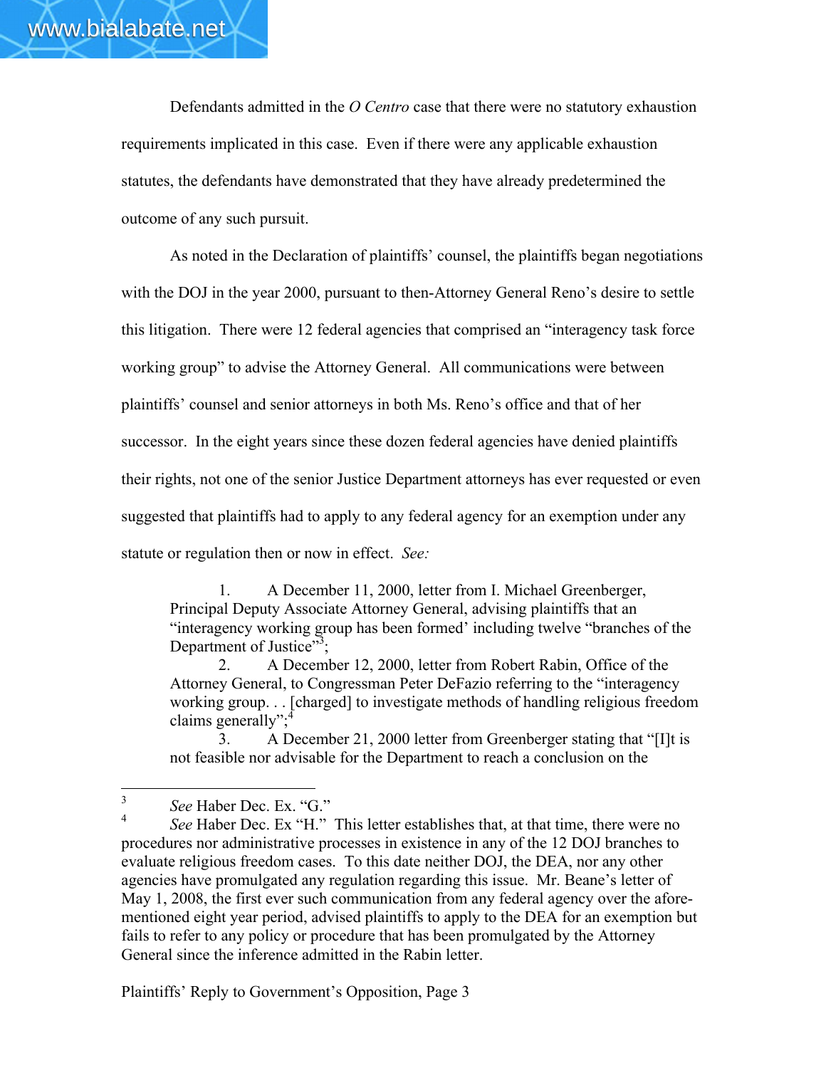Defendants admitted in the *O Centro* case that there were no statutory exhaustion requirements implicated in this case. Even if there were any applicable exhaustion statutes, the defendants have demonstrated that they have already predetermined the outcome of any such pursuit.

As noted in the Declaration of plaintiffs' counsel, the plaintiffs began negotiations with the DOJ in the year 2000, pursuant to then-Attorney General Reno's desire to settle this litigation. There were 12 federal agencies that comprised an "interagency task force working group" to advise the Attorney General. All communications were between plaintiffs' counsel and senior attorneys in both Ms. Reno's office and that of her successor. In the eight years since these dozen federal agencies have denied plaintiffs their rights, not one of the senior Justice Department attorneys has ever requested or even suggested that plaintiffs had to apply to any federal agency for an exemption under any statute or regulation then or now in effect. *See:*

> 1. A December 11, 2000, letter from I. Michael Greenberger, Principal Deputy Associate Attorney General, advising plaintiffs that an "interagency working group has been formed' including twelve "branches of the Department of Justice"[3];
> 2. A December 12, 2000, letter from Robert Rabin, Office of the Attorney General, to Congressman Peter DeFazio referring to the "interagency working group. . . [charged] to investigate methods of handling religious freedom claims generally";[4]
> 3. A December 21, 2000 letter from Greenberger stating that "[I]t is not feasible nor advisable for the Department to reach a conclusion on the

---

[3] *See* Haber Dec. Ex. "G."

[4] *See* Haber Dec. Ex "H." This letter establishes that, at that time, there were no procedures nor administrative processes in existence in any of the 12 DOJ branches to evaluate religious freedom cases. To this date neither DOJ, the DEA, nor any other agencies have promulgated any regulation regarding this issue. Mr. Beane's letter of May 1, 2008, the first ever such communication from any federal agency over the afore-mentioned eight year period, advised plaintiffs to apply to the DEA for an exemption but fails to refer to any policy or procedure that has been promulgated by the Attorney General since the inference admitted in the Rabin letter.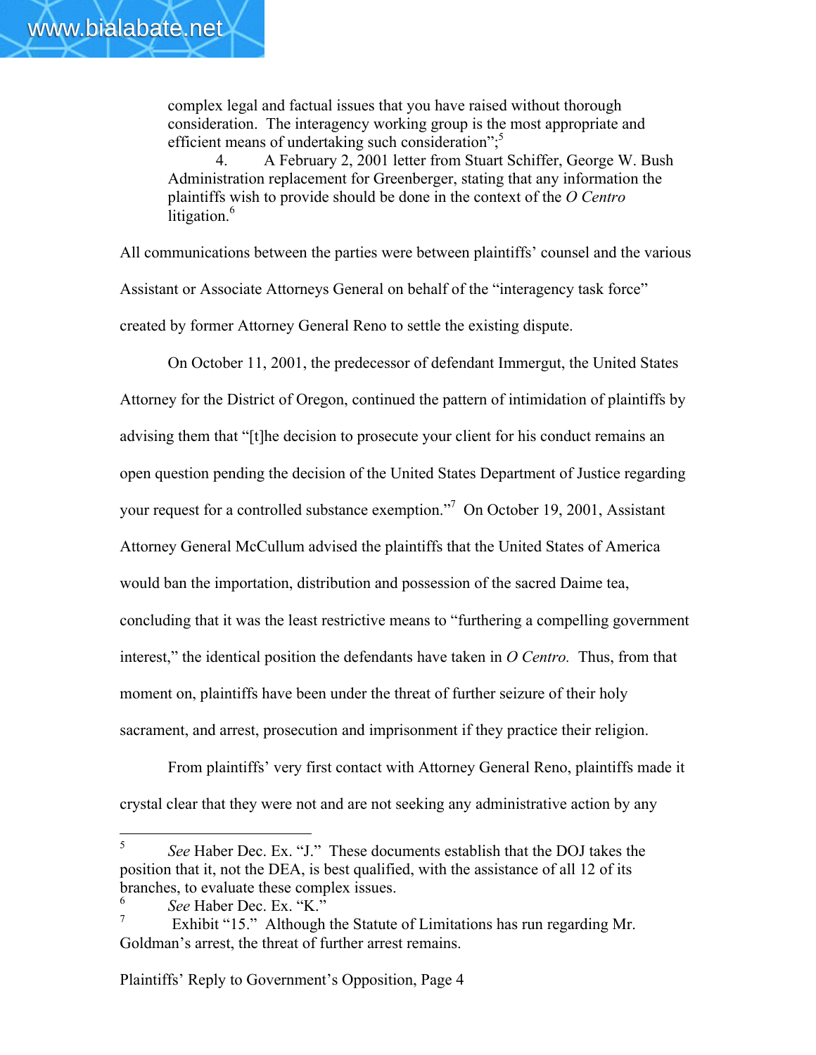complex legal and factual issues that you have raised without thorough consideration. The interagency working group is the most appropriate and efficient means of undertaking such consideration";[5]

4. A February 2, 2001 letter from Stuart Schiffer, George W. Bush Administration replacement for Greenberger, stating that any information the plaintiffs wish to provide should be done in the context of the *O Centro* litigation.[6]

All communications between the parties were between plaintiffs' counsel and the various Assistant or Associate Attorneys General on behalf of the "interagency task force" created by former Attorney General Reno to settle the existing dispute.

On October 11, 2001, the predecessor of defendant Immergut, the United States Attorney for the District of Oregon, continued the pattern of intimidation of plaintiffs by advising them that "[t]he decision to prosecute your client for his conduct remains an open question pending the decision of the United States Department of Justice regarding your request for a controlled substance exemption."[7] On October 19, 2001, Assistant Attorney General McCullum advised the plaintiffs that the United States of America would ban the importation, distribution and possession of the sacred Daime tea, concluding that it was the least restrictive means to "furthering a compelling government interest," the identical position the defendants have taken in *O Centro.* Thus, from that moment on, plaintiffs have been under the threat of further seizure of their holy sacrament, and arrest, prosecution and imprisonment if they practice their religion.

From plaintiffs' very first contact with Attorney General Reno, plaintiffs made it crystal clear that they were not and are not seeking any administrative action by any

---

[5] *See* Haber Dec. Ex. "J." These documents establish that the DOJ takes the position that it, not the DEA, is best qualified, with the assistance of all 12 of its branches, to evaluate these complex issues.

[6] *See* Haber Dec. Ex. "K."

[7] Exhibit "15." Although the Statute of Limitations has run regarding Mr. Goldman's arrest, the threat of further arrest remains.

Plaintiffs' Reply to Government's Opposition, Page 4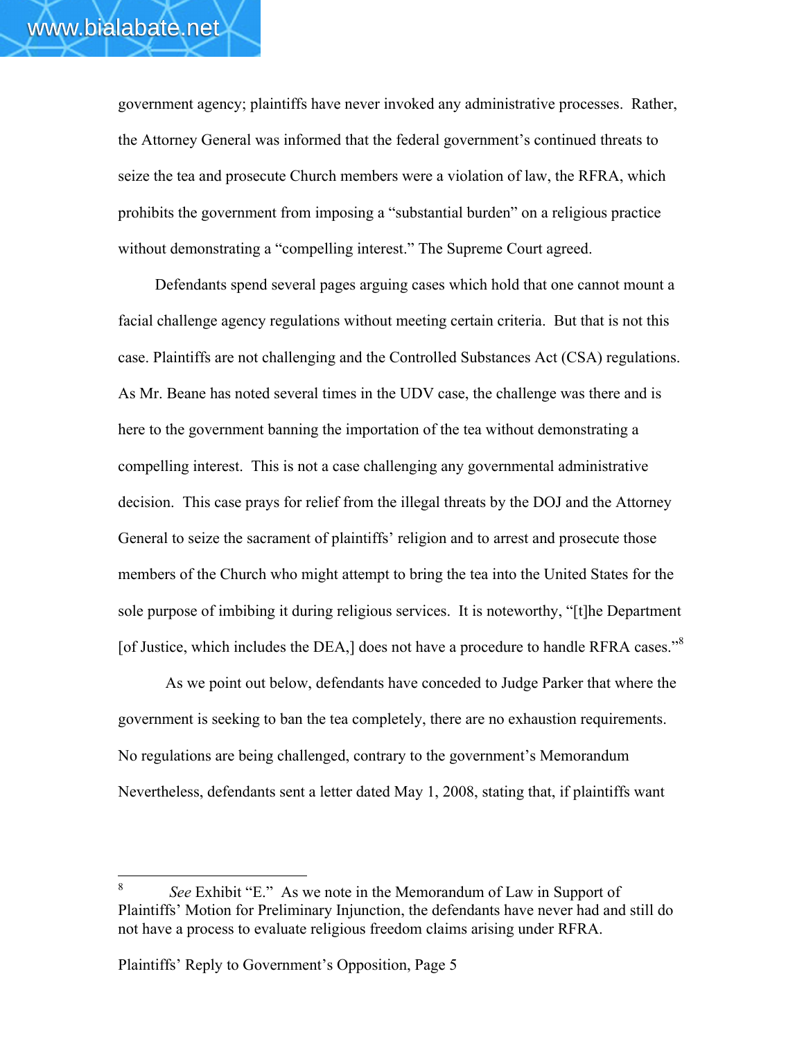government agency; plaintiffs have never invoked any administrative processes. Rather, the Attorney General was informed that the federal government's continued threats to seize the tea and prosecute Church members were a violation of law, the RFRA, which prohibits the government from imposing a "substantial burden" on a religious practice without demonstrating a "compelling interest." The Supreme Court agreed.

Defendants spend several pages arguing cases which hold that one cannot mount a facial challenge agency regulations without meeting certain criteria. But that is not this case. Plaintiffs are not challenging and the Controlled Substances Act (CSA) regulations. As Mr. Beane has noted several times in the UDV case, the challenge was there and is here to the government banning the importation of the tea without demonstrating a compelling interest. This is not a case challenging any governmental administrative decision. This case prays for relief from the illegal threats by the DOJ and the Attorney General to seize the sacrament of plaintiffs' religion and to arrest and prosecute those members of the Church who might attempt to bring the tea into the United States for the sole purpose of imbibing it during religious services. It is noteworthy, "[t]he Department [of Justice, which includes the DEA,] does not have a procedure to handle RFRA cases."[8]

As we point out below, defendants have conceded to Judge Parker that where the government is seeking to ban the tea completely, there are no exhaustion requirements. No regulations are being challenged, contrary to the government's Memorandum Nevertheless, defendants sent a letter dated May 1, 2008, stating that, if plaintiffs want

---

[8] *See* Exhibit "E." As we note in the Memorandum of Law in Support of Plaintiffs' Motion for Preliminary Injunction, the defendants have never had and still do not have a process to evaluate religious freedom claims arising under RFRA.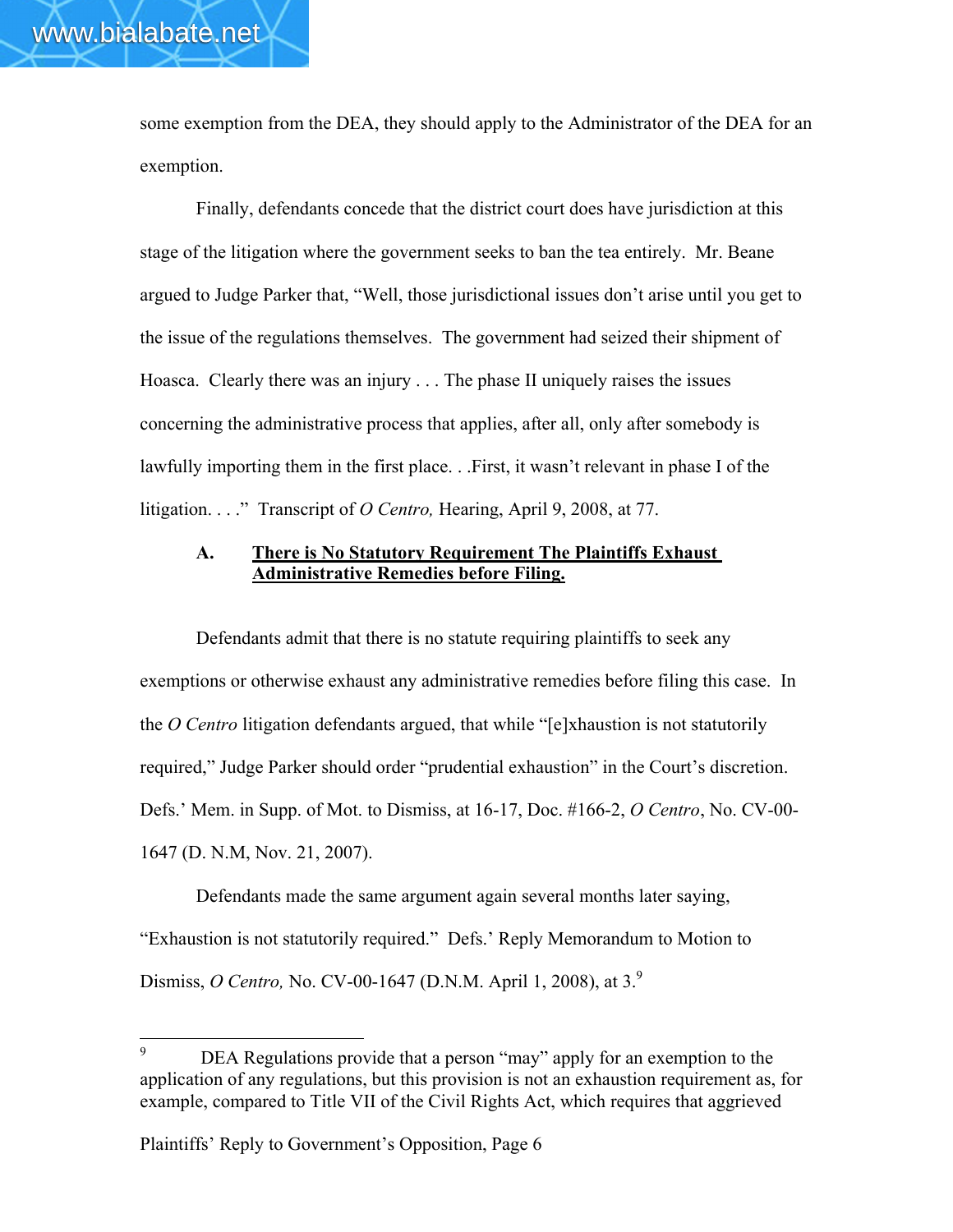some exemption from the DEA, they should apply to the Administrator of the DEA for an exemption.

Finally, defendants concede that the district court does have jurisdiction at this stage of the litigation where the government seeks to ban the tea entirely. Mr. Beane argued to Judge Parker that, "Well, those jurisdictional issues don't arise until you get to the issue of the regulations themselves. The government had seized their shipment of Hoasca. Clearly there was an injury . . . The phase II uniquely raises the issues concerning the administrative process that applies, after all, only after somebody is lawfully importing them in the first place. . .First, it wasn't relevant in phase I of the litigation. . . ." Transcript of *O Centro,* Hearing, April 9, 2008, at 77.

### A. <u>**There is No Statutory Requirement The Plaintiffs Exhaust Administrative Remedies before Filing.**</u>

Defendants admit that there is no statute requiring plaintiffs to seek any exemptions or otherwise exhaust any administrative remedies before filing this case. In the *O Centro* litigation defendants argued, that while "[e]xhaustion is not statutorily required," Judge Parker should order "prudential exhaustion" in the Court's discretion. Defs.' Mem. in Supp. of Mot. to Dismiss, at 16-17, Doc. #166-2, *O Centro*, No. CV-00-1647 (D. N.M, Nov. 21, 2007).

Defendants made the same argument again several months later saying, "Exhaustion is not statutorily required." Defs.' Reply Memorandum to Motion to Dismiss, *O Centro,* No. CV-00-1647 (D.N.M. April 1, 2008), at 3.[9]

[9] DEA Regulations provide that a person "may" apply for an exemption to the application of any regulations, but this provision is not an exhaustion requirement as, for example, compared to Title VII of the Civil Rights Act, which requires that aggrieved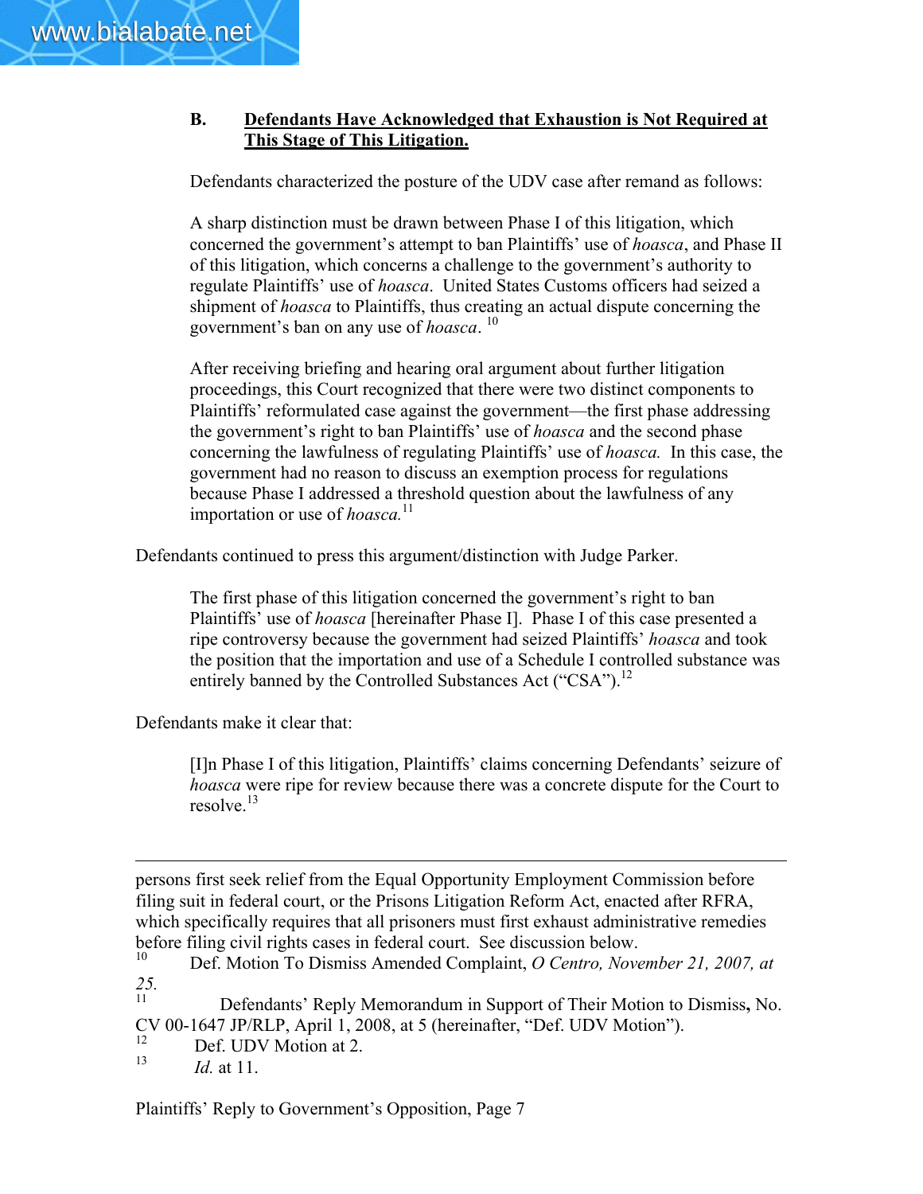### B. <u>Defendants Have Acknowledged that Exhaustion is Not Required at This Stage of This Litigation.</u>

Defendants characterized the posture of the UDV case after remand as follows:

> A sharp distinction must be drawn between Phase I of this litigation, which concerned the government's attempt to ban Plaintiffs' use of *hoasca*, and Phase II of this litigation, which concerns a challenge to the government's authority to regulate Plaintiffs' use of *hoasca*. United States Customs officers had seized a shipment of *hoasca* to Plaintiffs, thus creating an actual dispute concerning the government's ban on any use of *hoasca*. [10]
>
> After receiving briefing and hearing oral argument about further litigation proceedings, this Court recognized that there were two distinct components to Plaintiffs' reformulated case against the government—the first phase addressing the government's right to ban Plaintiffs' use of *hoasca* and the second phase concerning the lawfulness of regulating Plaintiffs' use of *hoasca.* In this case, the government had no reason to discuss an exemption process for regulations because Phase I addressed a threshold question about the lawfulness of any importation or use of *hoasca.*[11]

Defendants continued to press this argument/distinction with Judge Parker.

> The first phase of this litigation concerned the government's right to ban Plaintiffs' use of *hoasca* [hereinafter Phase I]. Phase I of this case presented a ripe controversy because the government had seized Plaintiffs' *hoasca* and took the position that the importation and use of a Schedule I controlled substance was entirely banned by the Controlled Substances Act ("CSA").[12]

Defendants make it clear that:

> [I]n Phase I of this litigation, Plaintiffs' claims concerning Defendants' seizure of *hoasca* were ripe for review because there was a concrete dispute for the Court to resolve.[13]

---

persons first seek relief from the Equal Opportunity Employment Commission before filing suit in federal court, or the Prisons Litigation Reform Act, enacted after RFRA, which specifically requires that all prisoners must first exhaust administrative remedies before filing civil rights cases in federal court. See discussion below.

[10] Def. Motion To Dismiss Amended Complaint, *O Centro, November 21, 2007, at 25.*

[11] Defendants' Reply Memorandum in Support of Their Motion to Dismiss**,** No. CV 00-1647 JP/RLP, April 1, 2008, at 5 (hereinafter, "Def. UDV Motion").

[12] Def. UDV Motion at 2.

[13] *Id.* at 11.

Plaintiffs' Reply to Government's Opposition, Page 7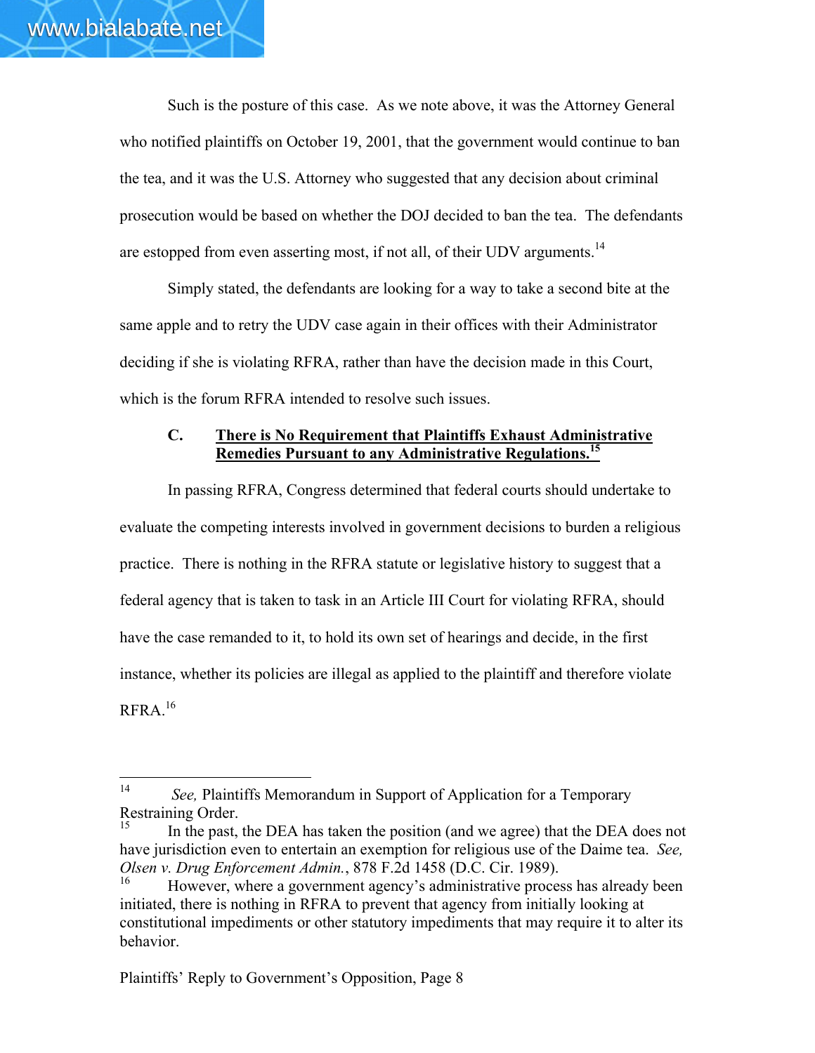Such is the posture of this case. As we note above, it was the Attorney General who notified plaintiffs on October 19, 2001, that the government would continue to ban the tea, and it was the U.S. Attorney who suggested that any decision about criminal prosecution would be based on whether the DOJ decided to ban the tea. The defendants are estopped from even asserting most, if not all, of their UDV arguments.[14]

Simply stated, the defendants are looking for a way to take a second bite at the same apple and to retry the UDV case again in their offices with their Administrator deciding if she is violating RFRA, rather than have the decision made in this Court, which is the forum RFRA intended to resolve such issues.

### C. There is No Requirement that Plaintiffs Exhaust Administrative Remedies Pursuant to any Administrative Regulations.[15]

In passing RFRA, Congress determined that federal courts should undertake to evaluate the competing interests involved in government decisions to burden a religious practice. There is nothing in the RFRA statute or legislative history to suggest that a federal agency that is taken to task in an Article III Court for violating RFRA, should have the case remanded to it, to hold its own set of hearings and decide, in the first instance, whether its policies are illegal as applied to the plaintiff and therefore violate RFRA.[16]

---

[14] *See,* Plaintiffs Memorandum in Support of Application for a Temporary Restraining Order.

[15] In the past, the DEA has taken the position (and we agree) that the DEA does not have jurisdiction even to entertain an exemption for religious use of the Daime tea. *See, Olsen v. Drug Enforcement Admin.*, 878 F.2d 1458 (D.C. Cir. 1989).

[16] However, where a government agency's administrative process has already been initiated, there is nothing in RFRA to prevent that agency from initially looking at constitutional impediments or other statutory impediments that may require it to alter its behavior.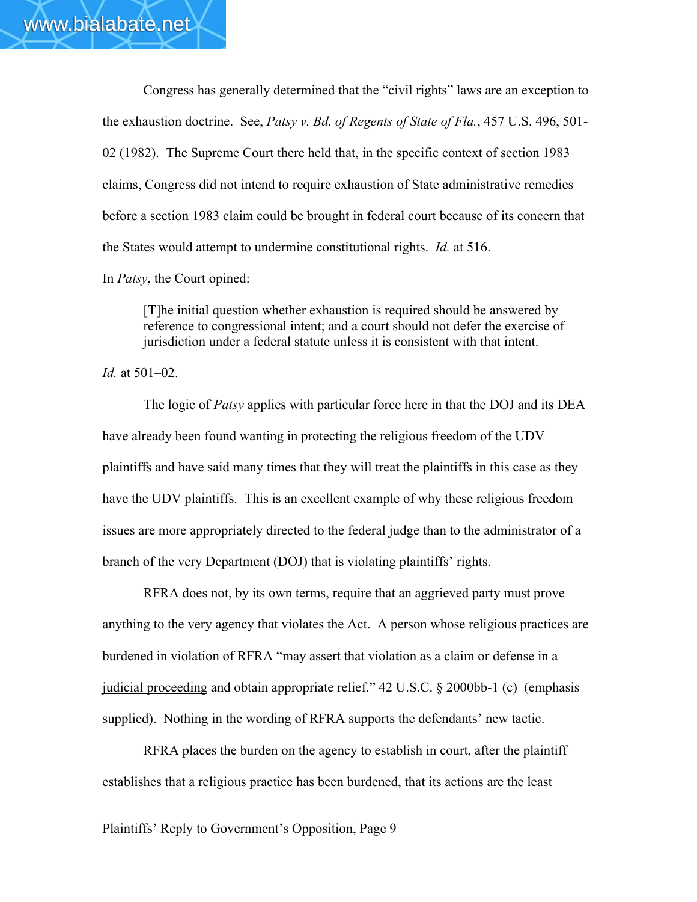Congress has generally determined that the "civil rights" laws are an exception to the exhaustion doctrine. See, *Patsy v. Bd. of Regents of State of Fla.*, 457 U.S. 496, 501-02 (1982). The Supreme Court there held that, in the specific context of section 1983 claims, Congress did not intend to require exhaustion of State administrative remedies before a section 1983 claim could be brought in federal court because of its concern that the States would attempt to undermine constitutional rights. *Id.* at 516.

In *Patsy*, the Court opined:

> [T]he initial question whether exhaustion is required should be answered by reference to congressional intent; and a court should not defer the exercise of jurisdiction under a federal statute unless it is consistent with that intent.

*Id.* at 501–02.

The logic of *Patsy* applies with particular force here in that the DOJ and its DEA have already been found wanting in protecting the religious freedom of the UDV plaintiffs and have said many times that they will treat the plaintiffs in this case as they have the UDV plaintiffs. This is an excellent example of why these religious freedom issues are more appropriately directed to the federal judge than to the administrator of a branch of the very Department (DOJ) that is violating plaintiffs' rights.

RFRA does not, by its own terms, require that an aggrieved party must prove anything to the very agency that violates the Act. A person whose religious practices are burdened in violation of RFRA "may assert that violation as a claim or defense in a <u>judicial proceeding</u> and obtain appropriate relief." 42 U.S.C. § 2000bb-1 (c) (emphasis supplied). Nothing in the wording of RFRA supports the defendants' new tactic.

RFRA places the burden on the agency to establish <u>in court</u>, after the plaintiff establishes that a religious practice has been burdened, that its actions are the least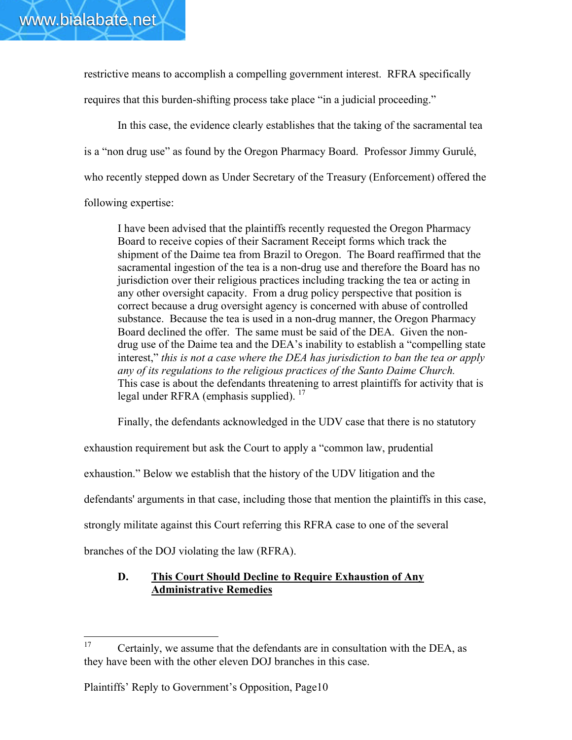restrictive means to accomplish a compelling government interest. RFRA specifically requires that this burden-shifting process take place "in a judicial proceeding."

In this case, the evidence clearly establishes that the taking of the sacramental tea is a "non drug use" as found by the Oregon Pharmacy Board. Professor Jimmy Gurulé, who recently stepped down as Under Secretary of the Treasury (Enforcement) offered the following expertise:

> I have been advised that the plaintiffs recently requested the Oregon Pharmacy Board to receive copies of their Sacrament Receipt forms which track the shipment of the Daime tea from Brazil to Oregon. The Board reaffirmed that the sacramental ingestion of the tea is a non-drug use and therefore the Board has no jurisdiction over their religious practices including tracking the tea or acting in any other oversight capacity. From a drug policy perspective that position is correct because a drug oversight agency is concerned with abuse of controlled substance. Because the tea is used in a non-drug manner, the Oregon Pharmacy Board declined the offer. The same must be said of the DEA. Given the non-drug use of the Daime tea and the DEA's inability to establish a "compelling state interest," *this is not a case where the DEA has jurisdiction to ban the tea or apply any of its regulations to the religious practices of the Santo Daime Church.* This case is about the defendants threatening to arrest plaintiffs for activity that is legal under RFRA (emphasis supplied). [17]

Finally, the defendants acknowledged in the UDV case that there is no statutory exhaustion requirement but ask the Court to apply a "common law, prudential exhaustion." Below we establish that the history of the UDV litigation and the defendants' arguments in that case, including those that mention the plaintiffs in this case, strongly militate against this Court referring this RFRA case to one of the several branches of the DOJ violating the law (RFRA).

### D. <u>This Court Should Decline to Require Exhaustion of Any Administrative Remedies</u>

---

[17] Certainly, we assume that the defendants are in consultation with the DEA, as they have been with the other eleven DOJ branches in this case.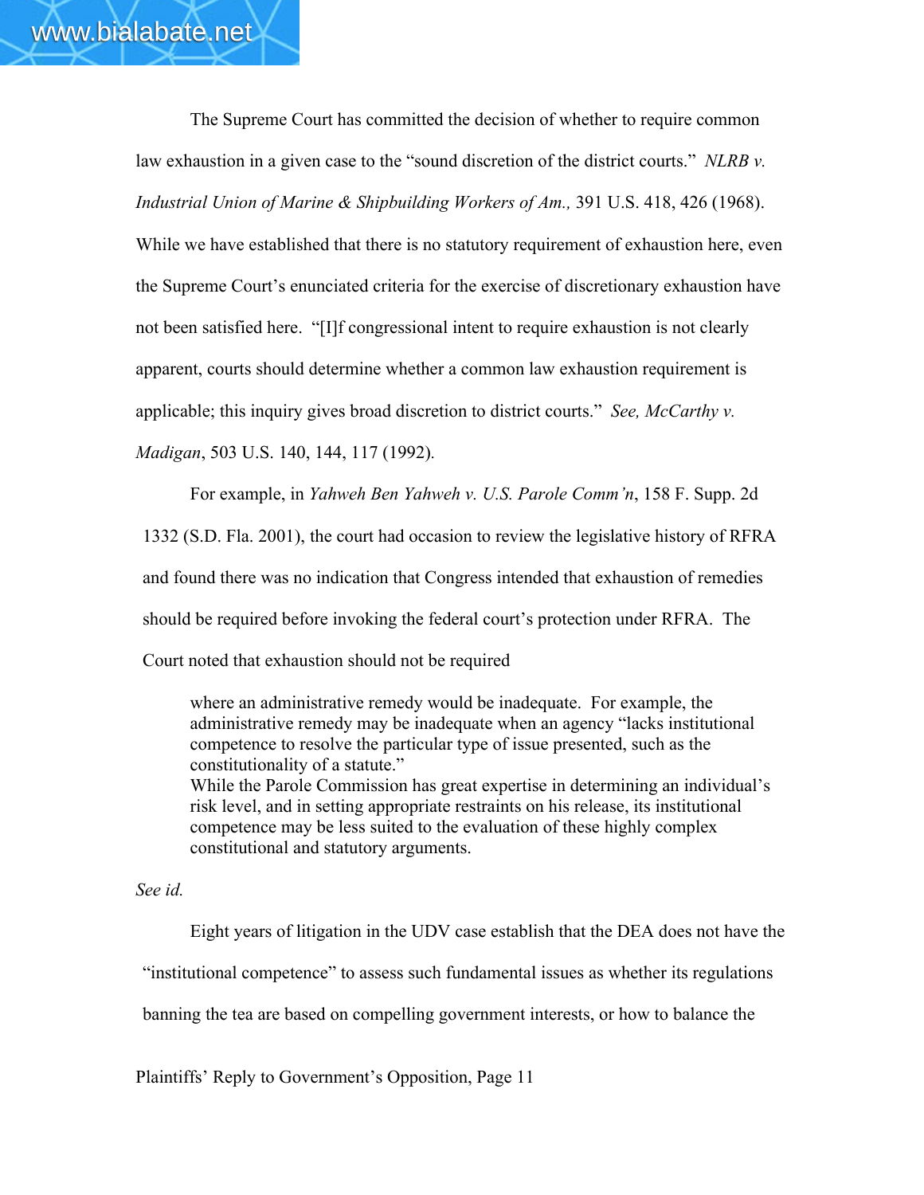The Supreme Court has committed the decision of whether to require common law exhaustion in a given case to the "sound discretion of the district courts." *NLRB v. Industrial Union of Marine & Shipbuilding Workers of Am.,* 391 U.S. 418, 426 (1968). While we have established that there is no statutory requirement of exhaustion here, even the Supreme Court's enunciated criteria for the exercise of discretionary exhaustion have not been satisfied here. "[I]f congressional intent to require exhaustion is not clearly apparent, courts should determine whether a common law exhaustion requirement is applicable; this inquiry gives broad discretion to district courts." *See, McCarthy v. Madigan*, 503 U.S. 140, 144, 117 (1992).

For example, in *Yahweh Ben Yahweh v. U.S. Parole Comm'n*, 158 F. Supp. 2d 1332 (S.D. Fla. 2001), the court had occasion to review the legislative history of RFRA and found there was no indication that Congress intended that exhaustion of remedies should be required before invoking the federal court's protection under RFRA. The Court noted that exhaustion should not be required

> where an administrative remedy would be inadequate. For example, the administrative remedy may be inadequate when an agency "lacks institutional competence to resolve the particular type of issue presented, such as the constitutionality of a statute."
> While the Parole Commission has great expertise in determining an individual's risk level, and in setting appropriate restraints on his release, its institutional competence may be less suited to the evaluation of these highly complex constitutional and statutory arguments.

*See id.*

Eight years of litigation in the UDV case establish that the DEA does not have the "institutional competence" to assess such fundamental issues as whether its regulations banning the tea are based on compelling government interests, or how to balance the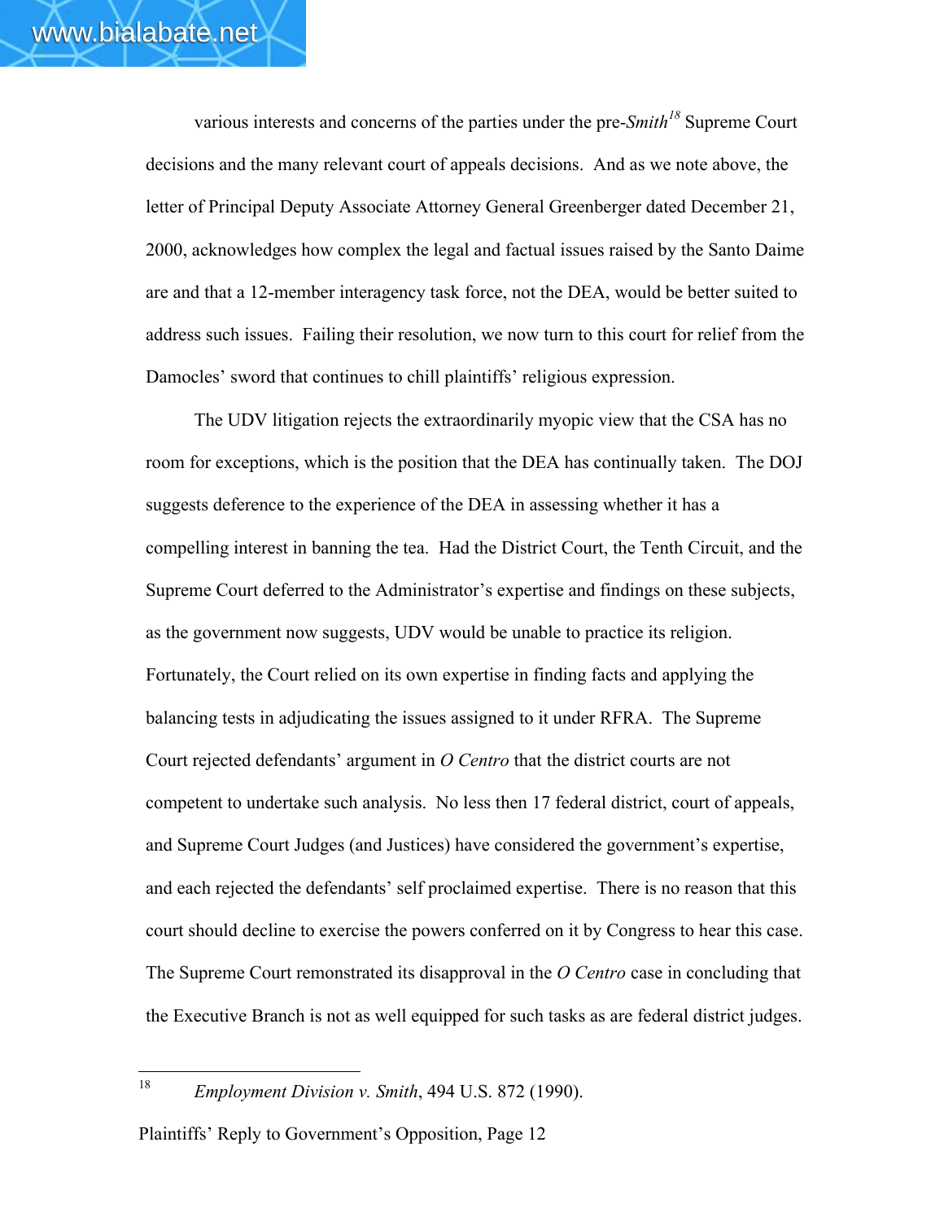various interests and concerns of the parties under the pre-*Smith*[18] Supreme Court decisions and the many relevant court of appeals decisions. And as we note above, the letter of Principal Deputy Associate Attorney General Greenberger dated December 21, 2000, acknowledges how complex the legal and factual issues raised by the Santo Daime are and that a 12-member interagency task force, not the DEA, would be better suited to address such issues. Failing their resolution, we now turn to this court for relief from the Damocles' sword that continues to chill plaintiffs' religious expression.

The UDV litigation rejects the extraordinarily myopic view that the CSA has no room for exceptions, which is the position that the DEA has continually taken. The DOJ suggests deference to the experience of the DEA in assessing whether it has a compelling interest in banning the tea. Had the District Court, the Tenth Circuit, and the Supreme Court deferred to the Administrator's expertise and findings on these subjects, as the government now suggests, UDV would be unable to practice its religion. Fortunately, the Court relied on its own expertise in finding facts and applying the balancing tests in adjudicating the issues assigned to it under RFRA. The Supreme Court rejected defendants' argument in *O Centro* that the district courts are not competent to undertake such analysis. No less then 17 federal district, court of appeals, and Supreme Court Judges (and Justices) have considered the government's expertise, and each rejected the defendants' self proclaimed expertise. There is no reason that this court should decline to exercise the powers conferred on it by Congress to hear this case. The Supreme Court remonstrated its disapproval in the *O Centro* case in concluding that the Executive Branch is not as well equipped for such tasks as are federal district judges.

---

[18] *Employment Division v. Smith*, 494 U.S. 872 (1990).

Plaintiffs' Reply to Government's Opposition, Page 12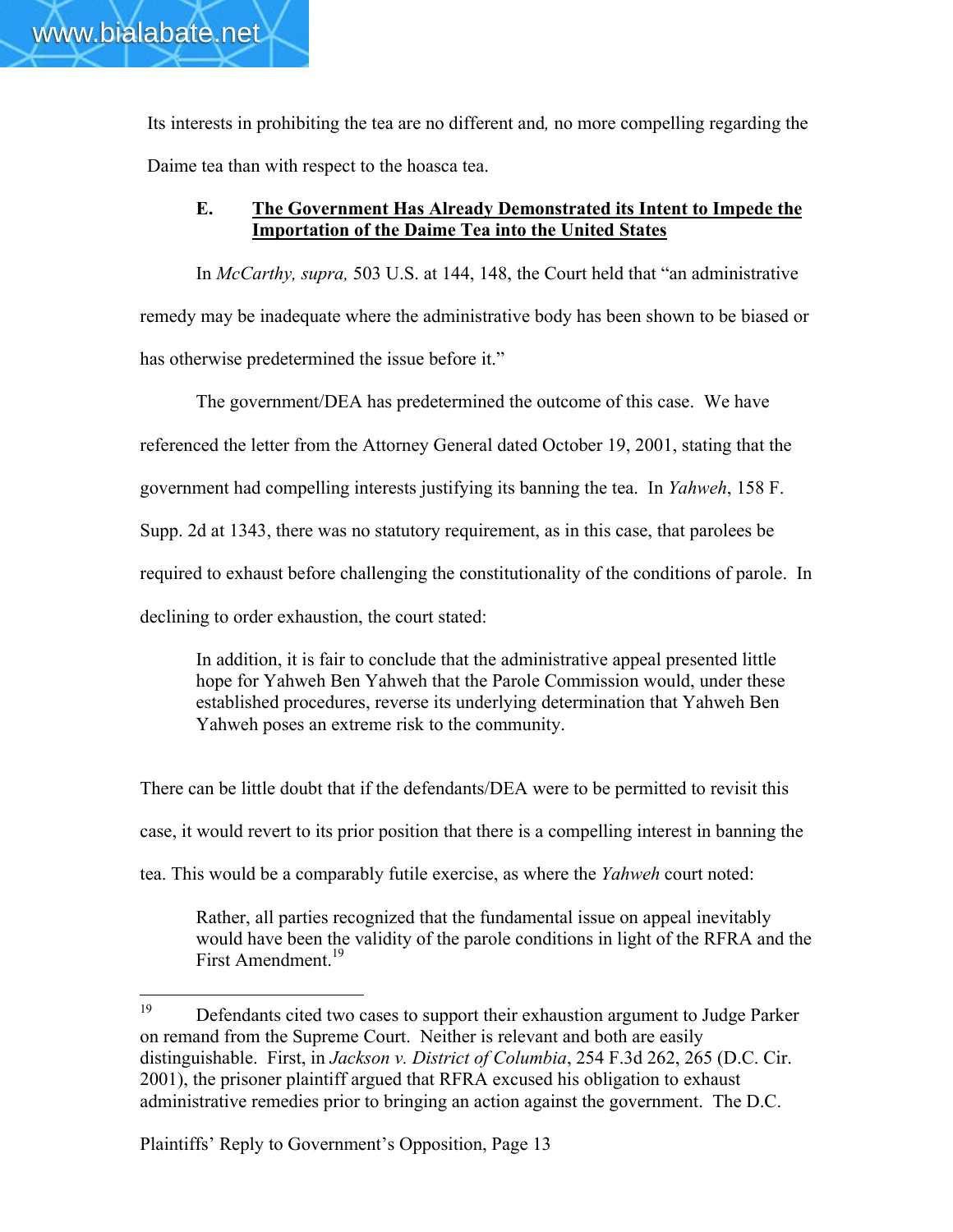Its interests in prohibiting the tea are no different and, no more compelling regarding the Daime tea than with respect to the hoasca tea.

### E. <u>The Government Has Already Demonstrated its Intent to Impede the Importation of the Daime Tea into the United States</u>

In *McCarthy, supra,* 503 U.S. at 144, 148, the Court held that "an administrative remedy may be inadequate where the administrative body has been shown to be biased or has otherwise predetermined the issue before it."

The government/DEA has predetermined the outcome of this case. We have referenced the letter from the Attorney General dated October 19, 2001, stating that the government had compelling interests justifying its banning the tea. In *Yahweh*, 158 F. Supp. 2d at 1343, there was no statutory requirement, as in this case, that parolees be required to exhaust before challenging the constitutionality of the conditions of parole. In declining to order exhaustion, the court stated:

> In addition, it is fair to conclude that the administrative appeal presented little hope for Yahweh Ben Yahweh that the Parole Commission would, under these established procedures, reverse its underlying determination that Yahweh Ben Yahweh poses an extreme risk to the community.

There can be little doubt that if the defendants/DEA were to be permitted to revisit this case, it would revert to its prior position that there is a compelling interest in banning the tea. This would be a comparably futile exercise, as where the *Yahweh* court noted:

> Rather, all parties recognized that the fundamental issue on appeal inevitably would have been the validity of the parole conditions in light of the RFRA and the First Amendment.[19]

---

[19] Defendants cited two cases to support their exhaustion argument to Judge Parker on remand from the Supreme Court. Neither is relevant and both are easily distinguishable. First, in *Jackson v. District of Columbia*, 254 F.3d 262, 265 (D.C. Cir. 2001), the prisoner plaintiff argued that RFRA excused his obligation to exhaust administrative remedies prior to bringing an action against the government. The D.C.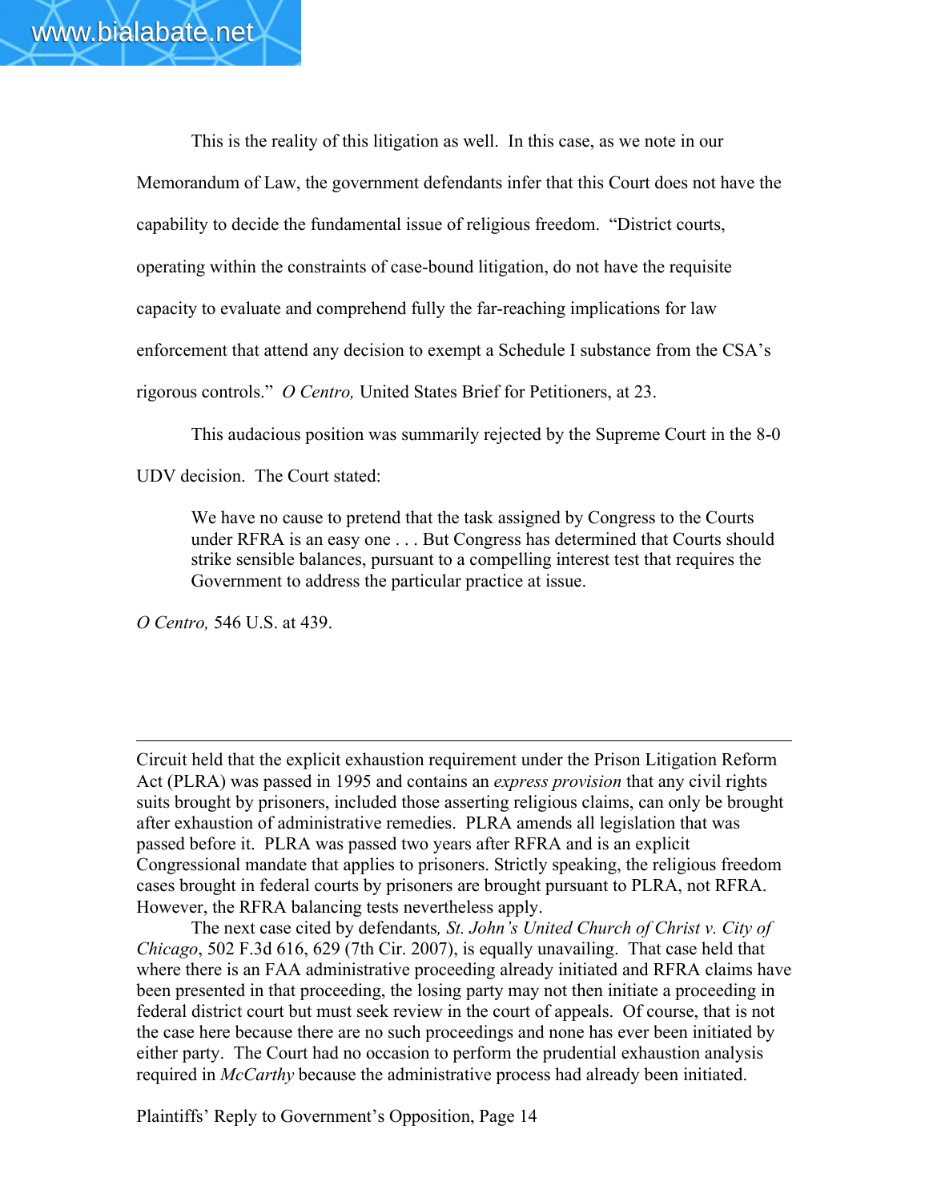This is the reality of this litigation as well. In this case, as we note in our Memorandum of Law, the government defendants infer that this Court does not have the capability to decide the fundamental issue of religious freedom. "District courts, operating within the constraints of case-bound litigation, do not have the requisite capacity to evaluate and comprehend fully the far-reaching implications for law enforcement that attend any decision to exempt a Schedule I substance from the CSA's rigorous controls." *O Centro,* United States Brief for Petitioners, at 23.

This audacious position was summarily rejected by the Supreme Court in the 8-0 UDV decision. The Court stated:

> We have no cause to pretend that the task assigned by Congress to the Courts under RFRA is an easy one . . . But Congress has determined that Courts should strike sensible balances, pursuant to a compelling interest test that requires the Government to address the particular practice at issue.

*O Centro,* 546 U.S. at 439.

---

Circuit held that the explicit exhaustion requirement under the Prison Litigation Reform Act (PLRA) was passed in 1995 and contains an *express provision* that any civil rights suits brought by prisoners, included those asserting religious claims, can only be brought after exhaustion of administrative remedies. PLRA amends all legislation that was passed before it. PLRA was passed two years after RFRA and is an explicit Congressional mandate that applies to prisoners. Strictly speaking, the religious freedom cases brought in federal courts by prisoners are brought pursuant to PLRA, not RFRA. However, the RFRA balancing tests nevertheless apply.

The next case cited by defendants*, St. John's United Church of Christ v. City of Chicago*, 502 F.3d 616, 629 (7th Cir. 2007), is equally unavailing. That case held that where there is an FAA administrative proceeding already initiated and RFRA claims have been presented in that proceeding, the losing party may not then initiate a proceeding in federal district court but must seek review in the court of appeals. Of course, that is not the case here because there are no such proceedings and none has ever been initiated by either party. The Court had no occasion to perform the prudential exhaustion analysis required in *McCarthy* because the administrative process had already been initiated.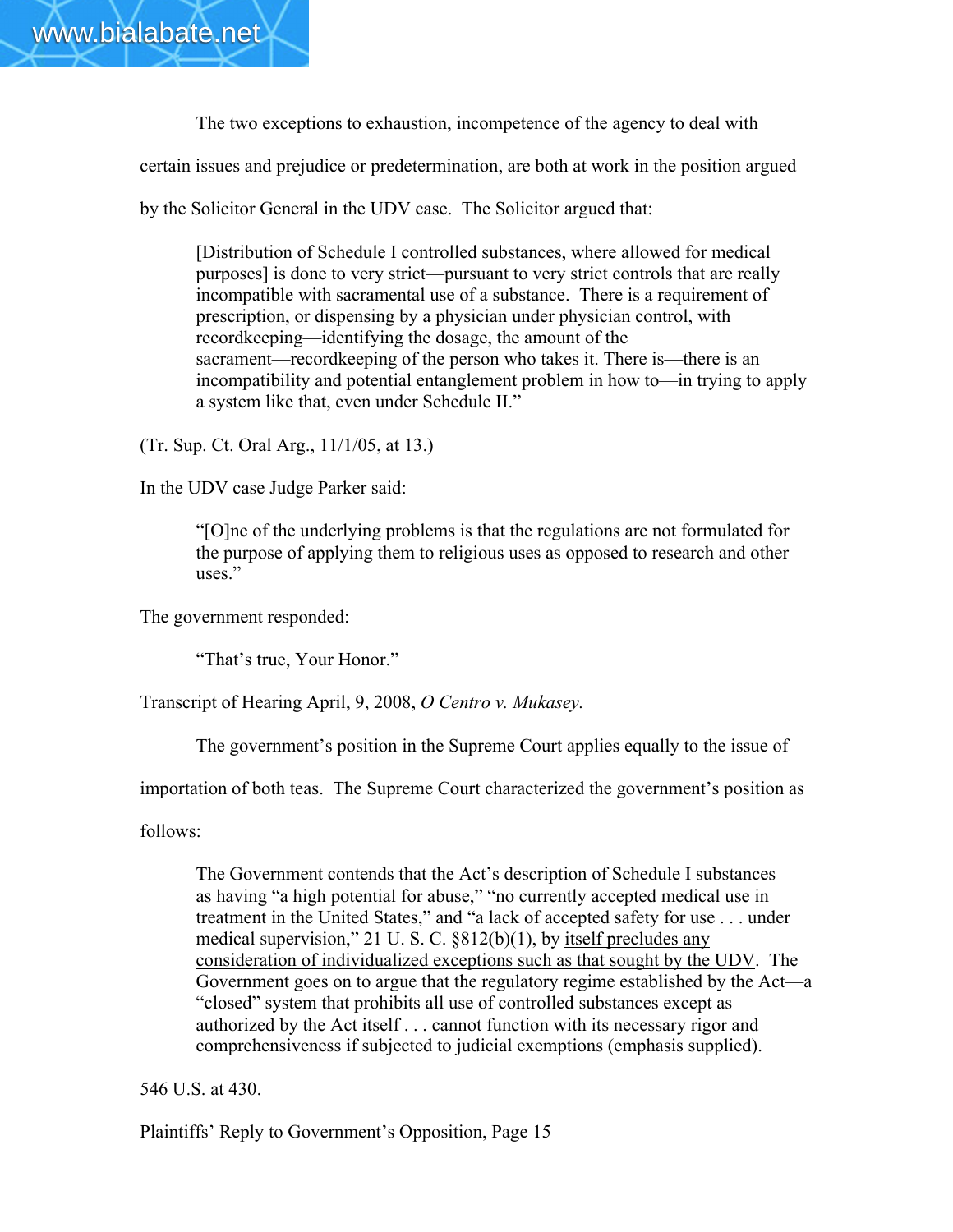The two exceptions to exhaustion, incompetence of the agency to deal with certain issues and prejudice or predetermination, are both at work in the position argued by the Solicitor General in the UDV case. The Solicitor argued that:

> [Distribution of Schedule I controlled substances, where allowed for medical purposes] is done to very strict—pursuant to very strict controls that are really incompatible with sacramental use of a substance. There is a requirement of prescription, or dispensing by a physician under physician control, with recordkeeping—identifying the dosage, the amount of the sacrament—recordkeeping of the person who takes it. There is—there is an incompatibility and potential entanglement problem in how to—in trying to apply a system like that, even under Schedule II."

(Tr. Sup. Ct. Oral Arg., 11/1/05, at 13.)

In the UDV case Judge Parker said:

> "[O]ne of the underlying problems is that the regulations are not formulated for the purpose of applying them to religious uses as opposed to research and other uses."

The government responded:

> "That's true, Your Honor."

Transcript of Hearing April, 9, 2008, *O Centro v. Mukasey.*

The government's position in the Supreme Court applies equally to the issue of importation of both teas. The Supreme Court characterized the government's position as follows:

> The Government contends that the Act's description of Schedule I substances as having "a high potential for abuse," "no currently accepted medical use in treatment in the United States," and "a lack of accepted safety for use . . . under medical supervision," 21 U. S. C. §812(b)(1), by <u>itself precludes any consideration of individualized exceptions such as that sought by the UDV</u>. The Government goes on to argue that the regulatory regime established by the Act—a "closed" system that prohibits all use of controlled substances except as authorized by the Act itself . . . cannot function with its necessary rigor and comprehensiveness if subjected to judicial exemptions (emphasis supplied).

546 U.S. at 430.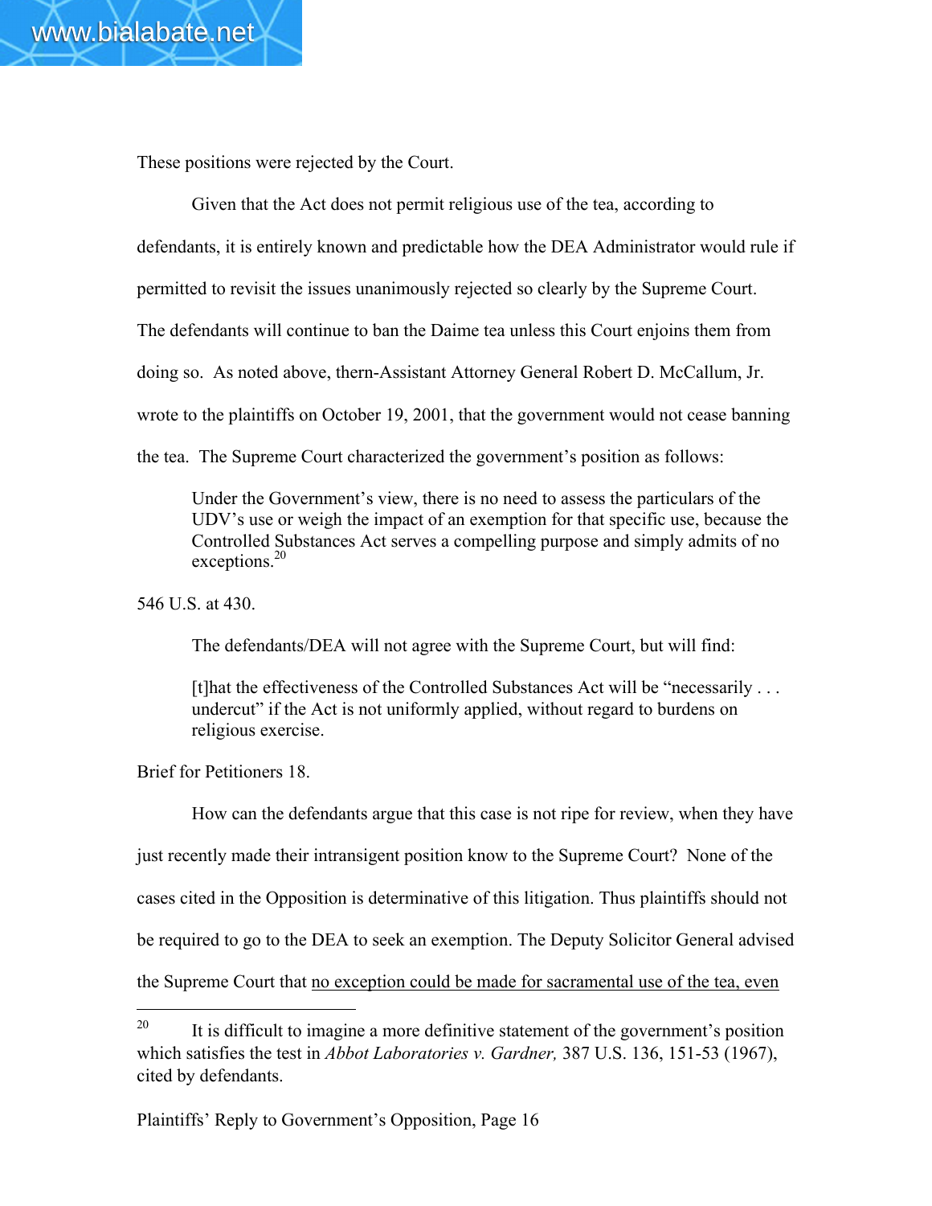These positions were rejected by the Court.

Given that the Act does not permit religious use of the tea, according to defendants, it is entirely known and predictable how the DEA Administrator would rule if permitted to revisit the issues unanimously rejected so clearly by the Supreme Court. The defendants will continue to ban the Daime tea unless this Court enjoins them from doing so. As noted above, thern-Assistant Attorney General Robert D. McCallum, Jr. wrote to the plaintiffs on October 19, 2001, that the government would not cease banning the tea. The Supreme Court characterized the government's position as follows:

> Under the Government's view, there is no need to assess the particulars of the UDV's use or weigh the impact of an exemption for that specific use, because the Controlled Substances Act serves a compelling purpose and simply admits of no exceptions.[20]

546 U.S. at 430.

The defendants/DEA will not agree with the Supreme Court, but will find:

> [t]hat the effectiveness of the Controlled Substances Act will be "necessarily . . . undercut" if the Act is not uniformly applied, without regard to burdens on religious exercise.

Brief for Petitioners 18.

How can the defendants argue that this case is not ripe for review, when they have just recently made their intransigent position know to the Supreme Court? None of the cases cited in the Opposition is determinative of this litigation. Thus plaintiffs should not be required to go to the DEA to seek an exemption. The Deputy Solicitor General advised the Supreme Court that <u>no exception could be made for sacramental use of the tea, even</u>

---

[20] It is difficult to imagine a more definitive statement of the government's position which satisfies the test in *Abbot Laboratories v. Gardner,* 387 U.S. 136, 151-53 (1967), cited by defendants.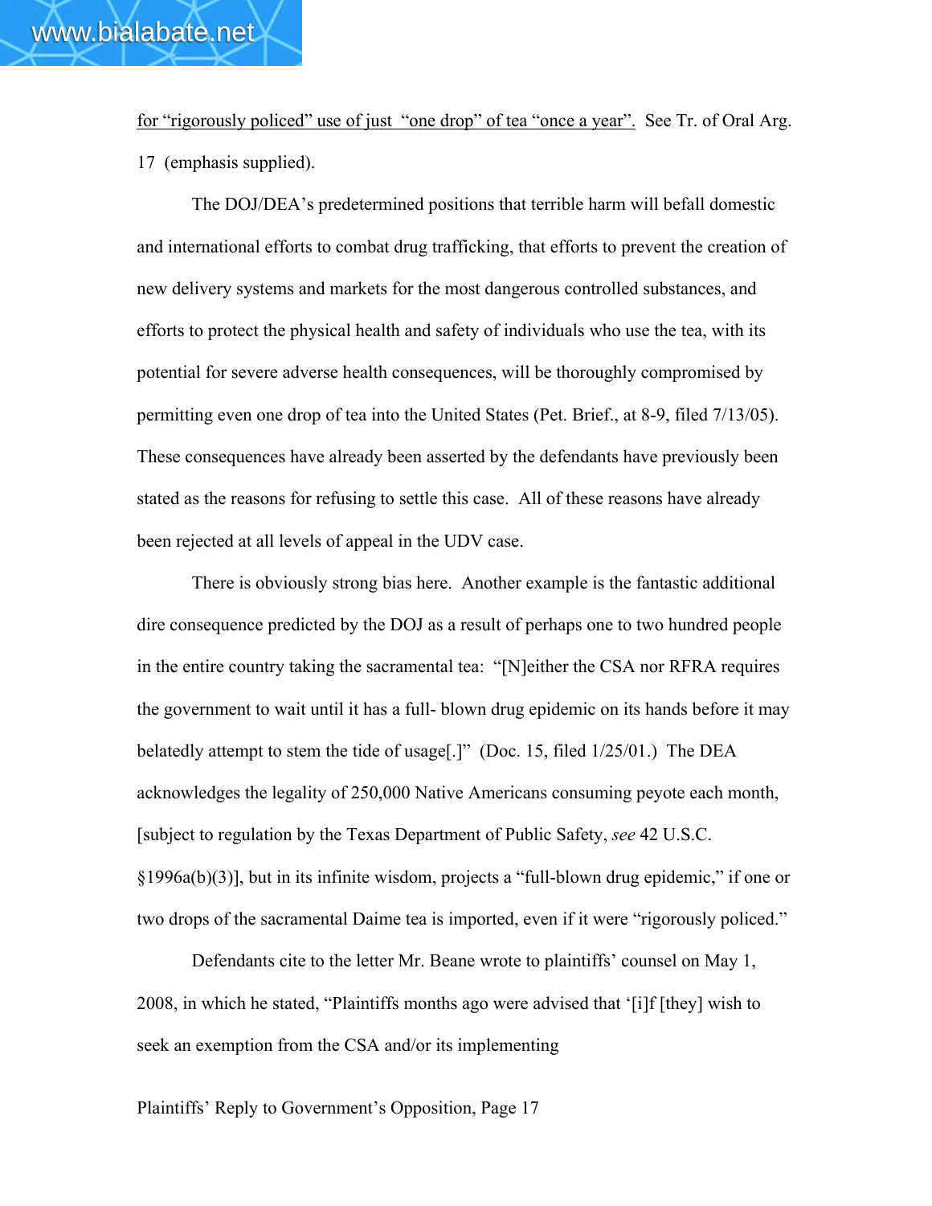<u>for "rigorously policed" use of just "one drop" of tea "once a year".</u> See Tr. of Oral Arg. 17 (emphasis supplied).

The DOJ/DEA's predetermined positions that terrible harm will befall domestic and international efforts to combat drug trafficking, that efforts to prevent the creation of new delivery systems and markets for the most dangerous controlled substances, and efforts to protect the physical health and safety of individuals who use the tea, with its potential for severe adverse health consequences, will be thoroughly compromised by permitting even one drop of tea into the United States (Pet. Brief., at 8-9, filed 7/13/05). These consequences have already been asserted by the defendants have previously been stated as the reasons for refusing to settle this case. All of these reasons have already been rejected at all levels of appeal in the UDV case.

There is obviously strong bias here. Another example is the fantastic additional dire consequence predicted by the DOJ as a result of perhaps one to two hundred people in the entire country taking the sacramental tea: "[N]either the CSA nor RFRA requires the government to wait until it has a full- blown drug epidemic on its hands before it may belatedly attempt to stem the tide of usage[.]" (Doc. 15, filed 1/25/01.) The DEA acknowledges the legality of 250,000 Native Americans consuming peyote each month, [subject to regulation by the Texas Department of Public Safety, *see* 42 U.S.C. §1996a(b)(3)], but in its infinite wisdom, projects a "full-blown drug epidemic," if one or two drops of the sacramental Daime tea is imported, even if it were "rigorously policed."

Defendants cite to the letter Mr. Beane wrote to plaintiffs' counsel on May 1, 2008, in which he stated, "Plaintiffs months ago were advised that '[i]f [they] wish to seek an exemption from the CSA and/or its implementing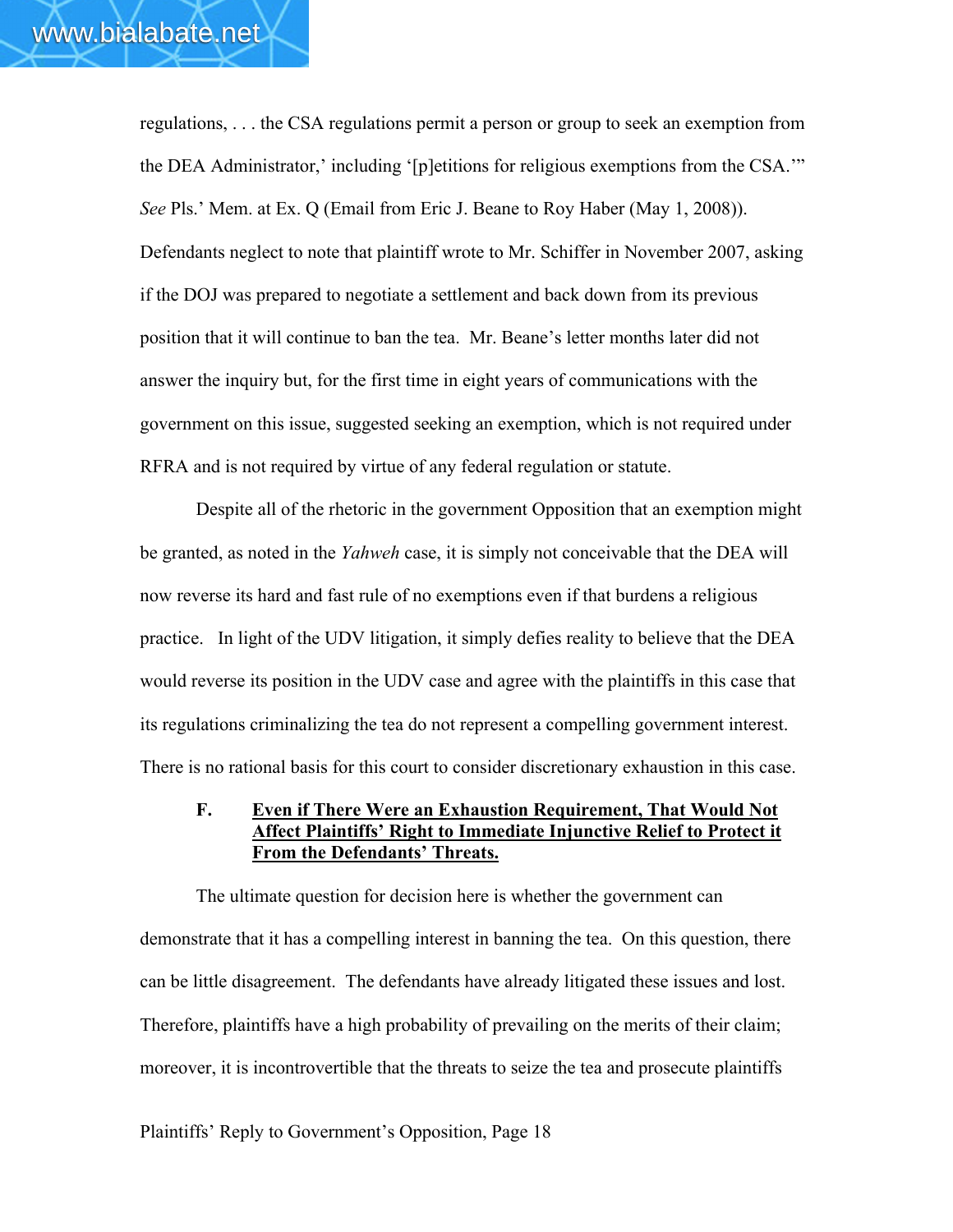regulations, . . . the CSA regulations permit a person or group to seek an exemption from the DEA Administrator,' including '[p]etitions for religious exemptions from the CSA.'" *See* Pls.' Mem. at Ex. Q (Email from Eric J. Beane to Roy Haber (May 1, 2008)). Defendants neglect to note that plaintiff wrote to Mr. Schiffer in November 2007, asking if the DOJ was prepared to negotiate a settlement and back down from its previous position that it will continue to ban the tea. Mr. Beane's letter months later did not answer the inquiry but, for the first time in eight years of communications with the government on this issue, suggested seeking an exemption, which is not required under RFRA and is not required by virtue of any federal regulation or statute.

Despite all of the rhetoric in the government Opposition that an exemption might be granted, as noted in the *Yahweh* case, it is simply not conceivable that the DEA will now reverse its hard and fast rule of no exemptions even if that burdens a religious practice. In light of the UDV litigation, it simply defies reality to believe that the DEA would reverse its position in the UDV case and agree with the plaintiffs in this case that its regulations criminalizing the tea do not represent a compelling government interest. There is no rational basis for this court to consider discretionary exhaustion in this case.

### F. **Even if There Were an Exhaustion Requirement, That Would Not Affect Plaintiffs' Right to Immediate Injunctive Relief to Protect it From the Defendants' Threats.**

The ultimate question for decision here is whether the government can demonstrate that it has a compelling interest in banning the tea. On this question, there can be little disagreement. The defendants have already litigated these issues and lost. Therefore, plaintiffs have a high probability of prevailing on the merits of their claim; moreover, it is incontrovertible that the threats to seize the tea and prosecute plaintiffs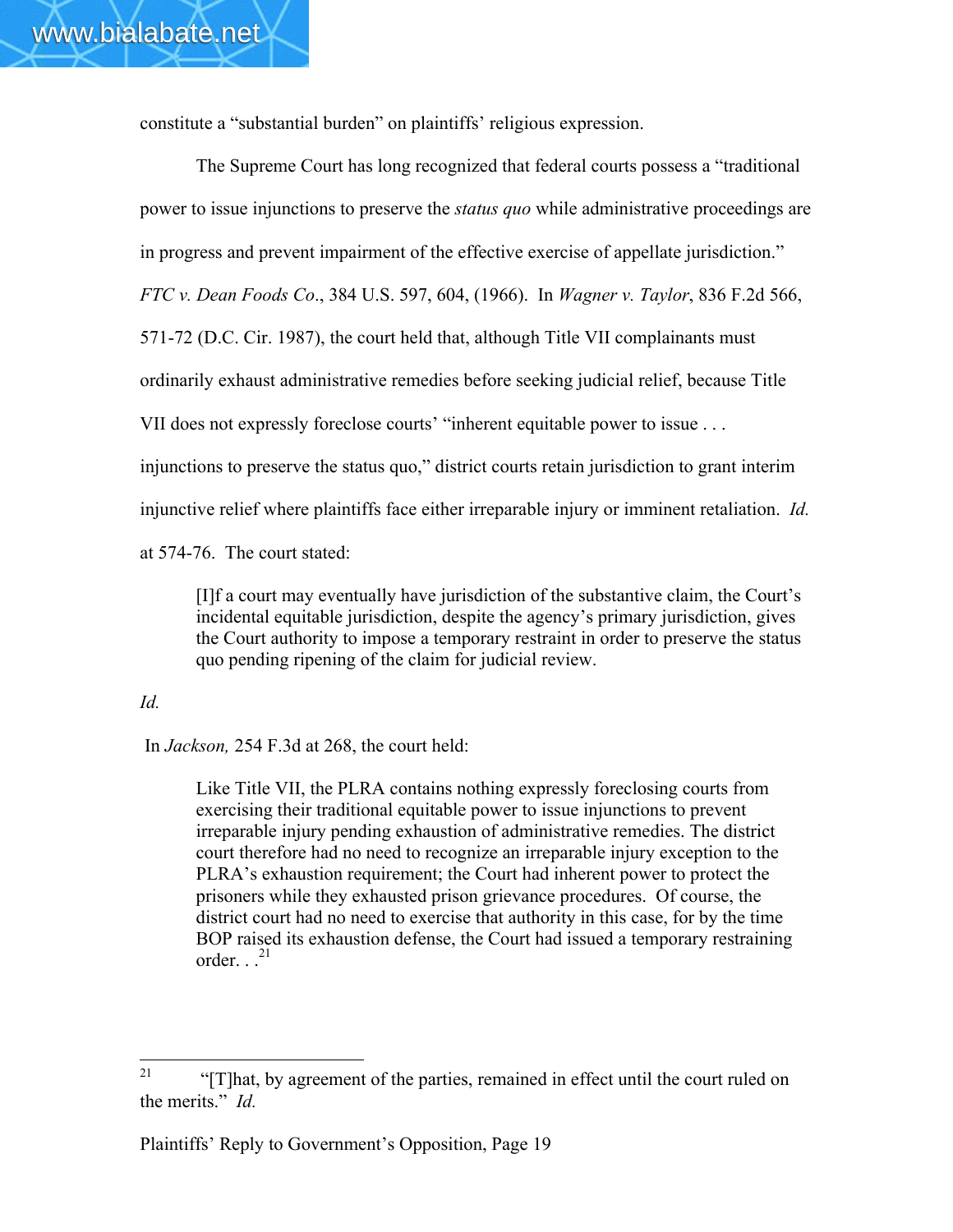constitute a "substantial burden" on plaintiffs' religious expression.

The Supreme Court has long recognized that federal courts possess a "traditional power to issue injunctions to preserve the *status quo* while administrative proceedings are in progress and prevent impairment of the effective exercise of appellate jurisdiction." *FTC v. Dean Foods Co*., 384 U.S. 597, 604, (1966). In *Wagner v. Taylor*, 836 F.2d 566, 571-72 (D.C. Cir. 1987), the court held that, although Title VII complainants must ordinarily exhaust administrative remedies before seeking judicial relief, because Title VII does not expressly foreclose courts' "inherent equitable power to issue . . . injunctions to preserve the status quo," district courts retain jurisdiction to grant interim injunctive relief where plaintiffs face either irreparable injury or imminent retaliation. *Id.* at 574-76. The court stated:

> [I]f a court may eventually have jurisdiction of the substantive claim, the Court's incidental equitable jurisdiction, despite the agency's primary jurisdiction, gives the Court authority to impose a temporary restraint in order to preserve the status quo pending ripening of the claim for judicial review.

*Id.*

In *Jackson,* 254 F.3d at 268, the court held:

> Like Title VII, the PLRA contains nothing expressly foreclosing courts from exercising their traditional equitable power to issue injunctions to prevent irreparable injury pending exhaustion of administrative remedies. The district court therefore had no need to recognize an irreparable injury exception to the PLRA's exhaustion requirement; the Court had inherent power to protect the prisoners while they exhausted prison grievance procedures. Of course, the district court had no need to exercise that authority in this case, for by the time BOP raised its exhaustion defense, the Court had issued a temporary restraining order. . .[21]

---

[21] "[T]hat, by agreement of the parties, remained in effect until the court ruled on the merits." *Id.*

Plaintiffs' Reply to Government's Opposition, Page 19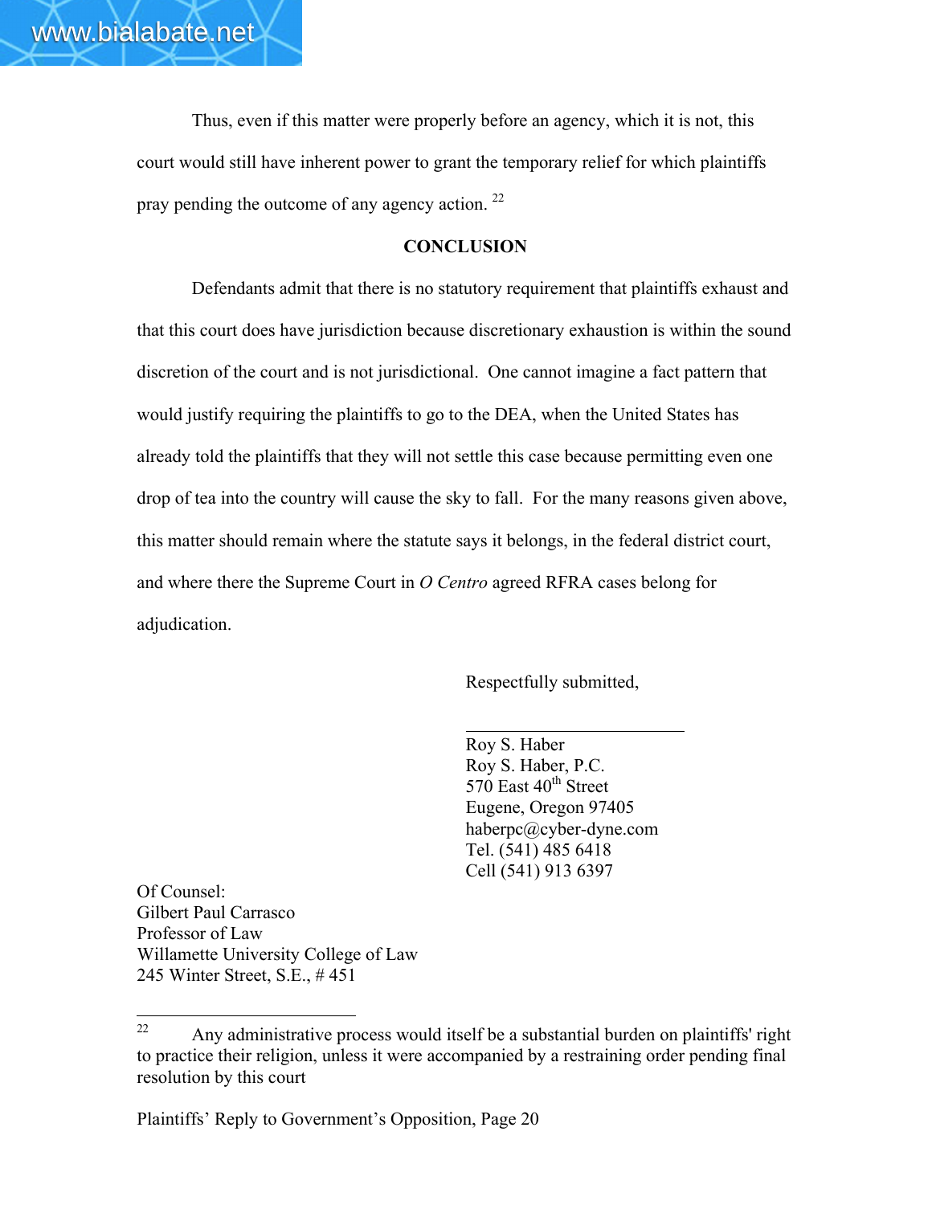Thus, even if this matter were properly before an agency, which it is not, this court would still have inherent power to grant the temporary relief for which plaintiffs pray pending the outcome of any agency action. [22]

## CONCLUSION

Defendants admit that there is no statutory requirement that plaintiffs exhaust and that this court does have jurisdiction because discretionary exhaustion is within the sound discretion of the court and is not jurisdictional. One cannot imagine a fact pattern that would justify requiring the plaintiffs to go to the DEA, when the United States has already told the plaintiffs that they will not settle this case because permitting even one drop of tea into the country will cause the sky to fall. For the many reasons given above, this matter should remain where the statute says it belongs, in the federal district court, and where there the Supreme Court in *O Centro* agreed RFRA cases belong for adjudication.

Respectfully submitted,

\_\_\_\_\_\_\_\_\_\_\_\_\_\_\_\_\_\_\_\_\_\_\_\_

Roy S. Haber
Roy S. Haber, P.C.
570 East 40th Street
Eugene, Oregon 97405
haberpc@cyber-dyne.com
Tel. (541) 485 6418
Cell (541) 913 6397

Of Counsel:
Gilbert Paul Carrasco
Professor of Law
Willamette University College of Law
245 Winter Street, S.E., # 451

---

[22] Any administrative process would itself be a substantial burden on plaintiffs' right to practice their religion, unless it were accompanied by a restraining order pending final resolution by this court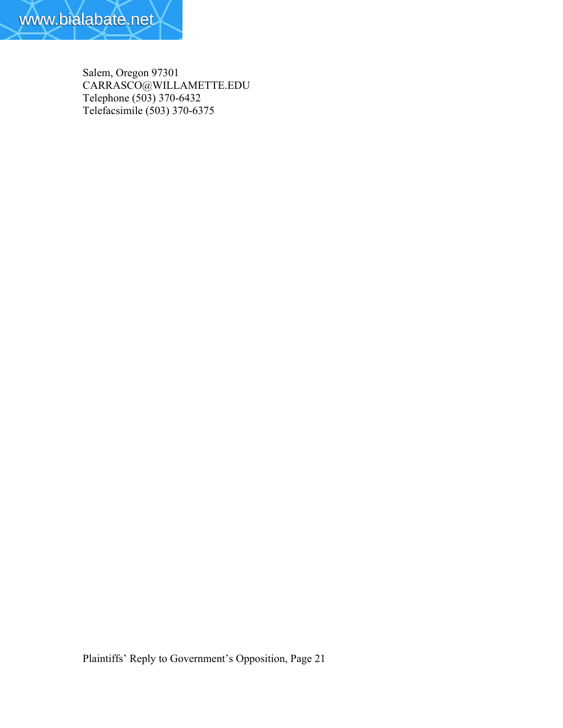Salem, Oregon 97301
CARRASCO@WILLAMETTE.EDU
Telephone (503) 370-6432
Telefacsimile (503) 370-6375